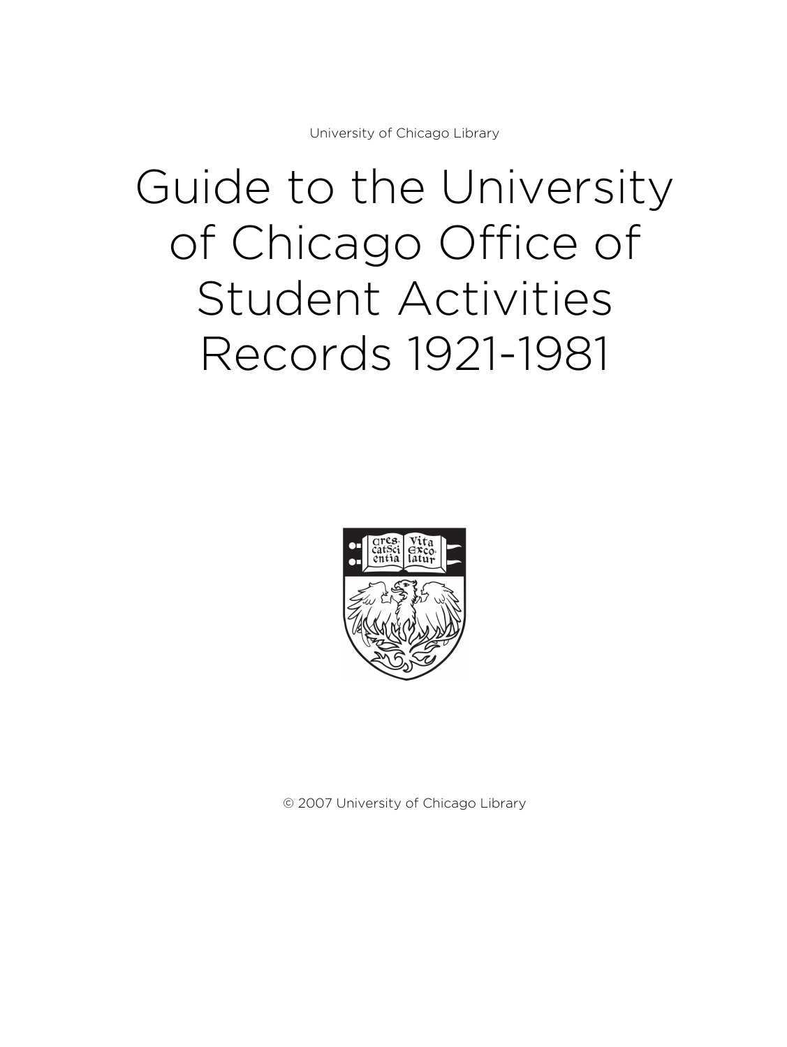University of Chicago Library

# Guide to the University of Chicago Office of Student Activities Records 1921-1981

© 2007 University of Chicago Library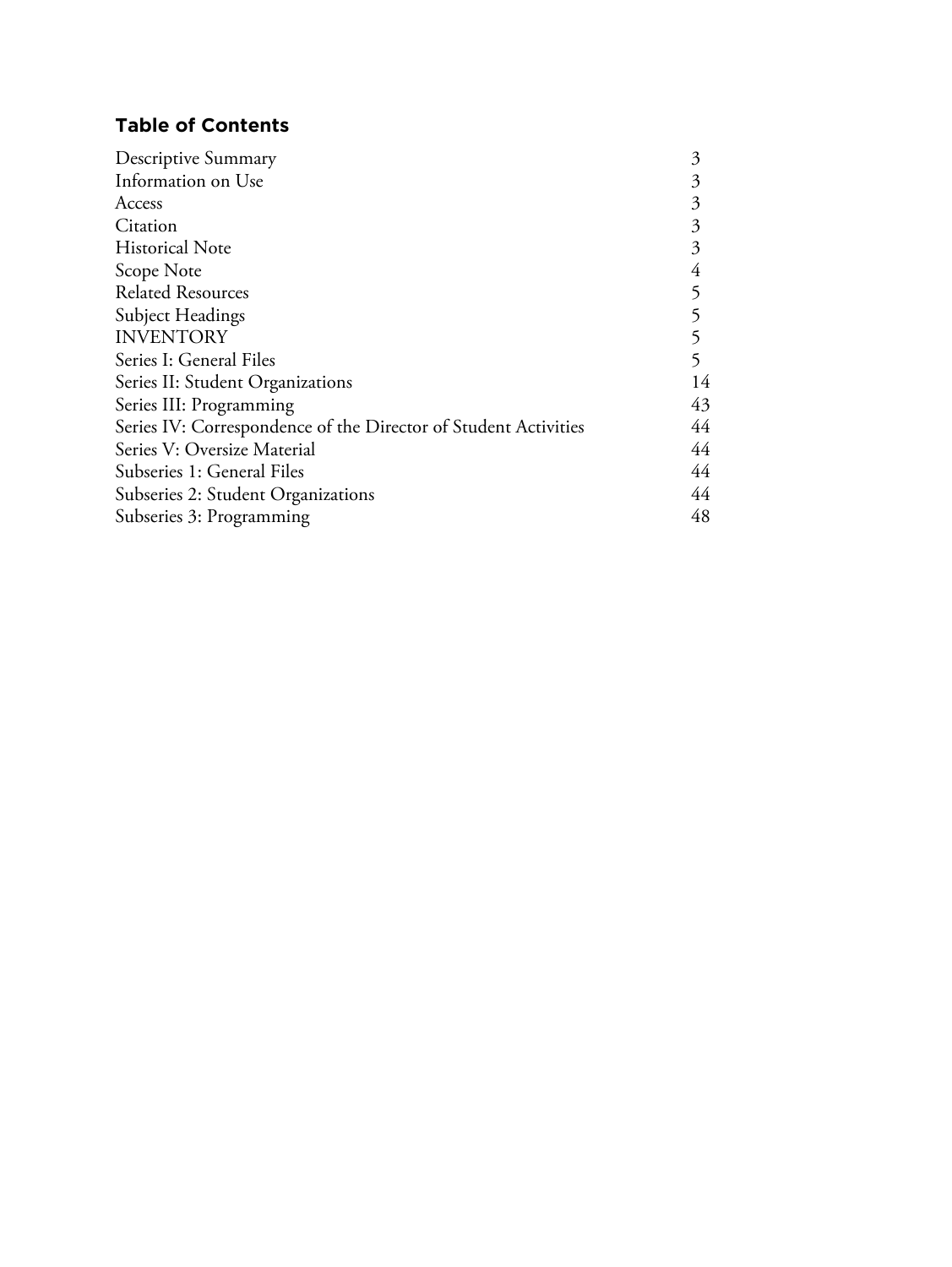## Table of Contents

| | |
|---|---|
| Descriptive Summary | 3 |
| Information on Use | 3 |
| Access | 3 |
| Citation | 3 |
| Historical Note | 3 |
| Scope Note | 4 |
| Related Resources | 5 |
| Subject Headings | 5 |
| INVENTORY | 5 |
| Series I: General Files | 5 |
| Series II: Student Organizations | 14 |
| Series III: Programming | 43 |
| Series IV: Correspondence of the Director of Student Activities | 44 |
| Series V: Oversize Material | 44 |
| Subseries 1: General Files | 44 |
| Subseries 2: Student Organizations | 44 |
| Subseries 3: Programming | 48 |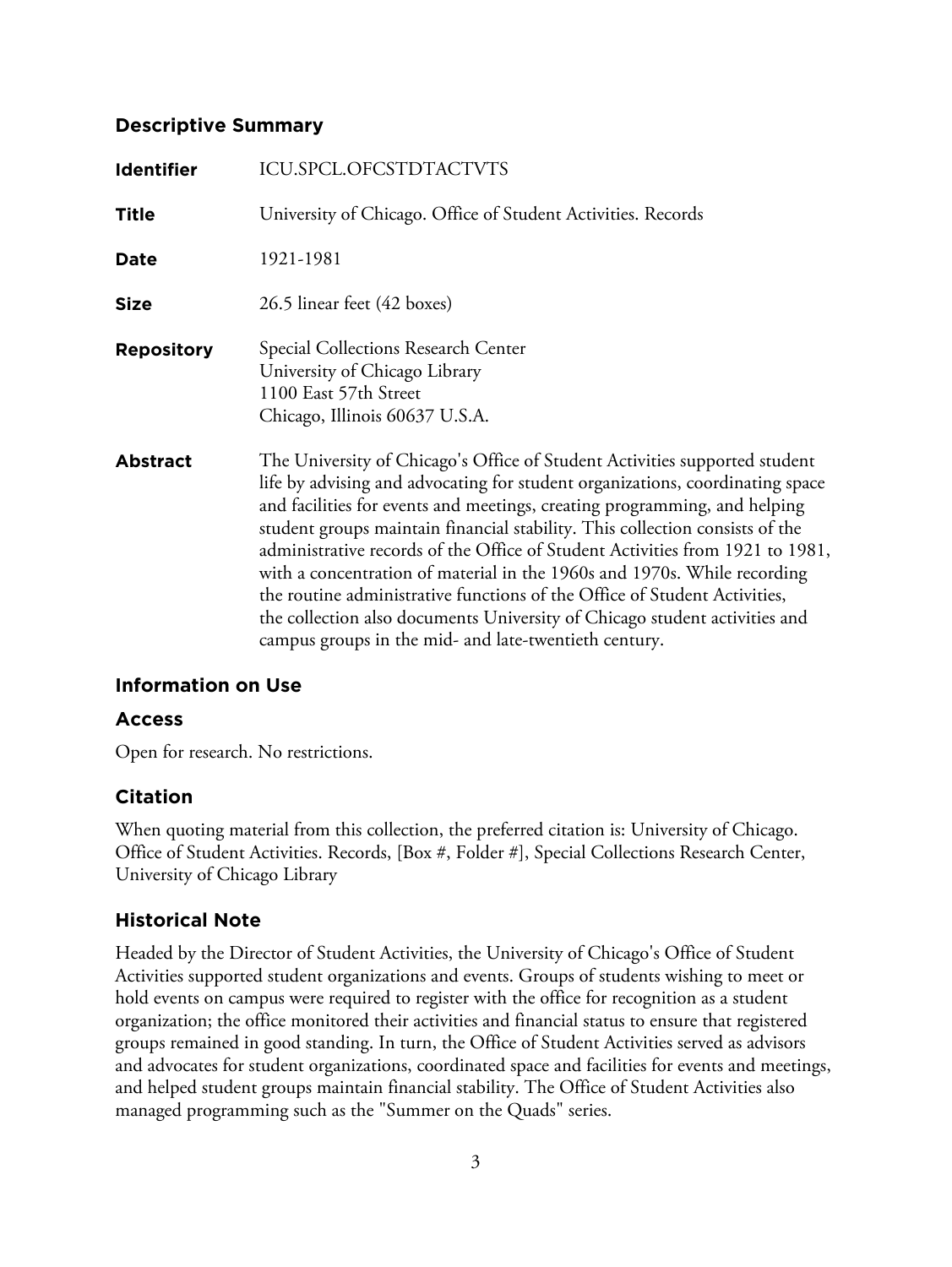## Descriptive Summary

| | |
|---|---|
| **Identifier** | ICU.SPCL.OFCSTDTACTVTS |
| **Title** | University of Chicago. Office of Student Activities. Records |
| **Date** | 1921-1981 |
| **Size** | 26.5 linear feet (42 boxes) |
| **Repository** | Special Collections Research Center<br>University of Chicago Library<br>1100 East 57th Street<br>Chicago, Illinois 60637 U.S.A. |
| **Abstract** | The University of Chicago's Office of Student Activities supported student life by advising and advocating for student organizations, coordinating space and facilities for events and meetings, creating programming, and helping student groups maintain financial stability. This collection consists of the administrative records of the Office of Student Activities from 1921 to 1981, with a concentration of material in the 1960s and 1970s. While recording the routine administrative functions of the Office of Student Activities, the collection also documents University of Chicago student activities and campus groups in the mid- and late-twentieth century. |

## Information on Use

### Access

Open for research. No restrictions.

### Citation

When quoting material from this collection, the preferred citation is: University of Chicago. Office of Student Activities. Records, [Box #, Folder #], Special Collections Research Center, University of Chicago Library

## Historical Note

Headed by the Director of Student Activities, the University of Chicago's Office of Student Activities supported student organizations and events. Groups of students wishing to meet or hold events on campus were required to register with the office for recognition as a student organization; the office monitored their activities and financial status to ensure that registered groups remained in good standing. In turn, the Office of Student Activities served as advisors and advocates for student organizations, coordinated space and facilities for events and meetings, and helped student groups maintain financial stability. The Office of Student Activities also managed programming such as the "Summer on the Quads" series.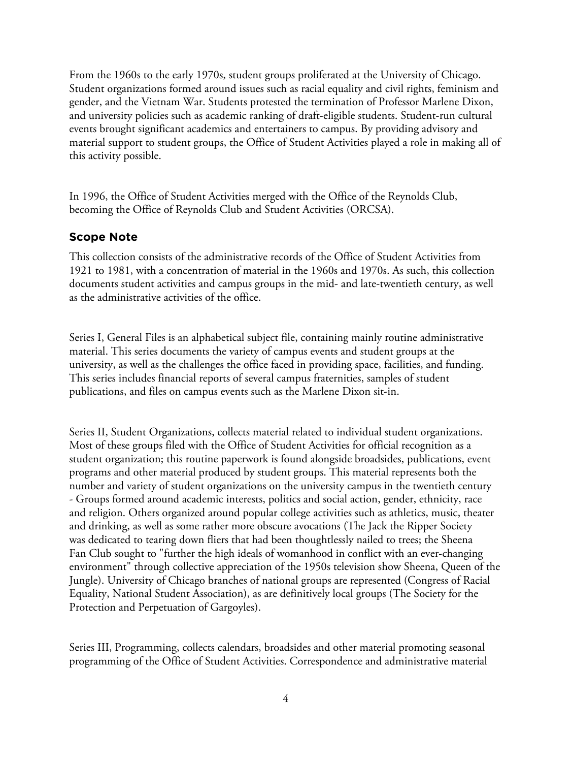From the 1960s to the early 1970s, student groups proliferated at the University of Chicago. Student organizations formed around issues such as racial equality and civil rights, feminism and gender, and the Vietnam War. Students protested the termination of Professor Marlene Dixon, and university policies such as academic ranking of draft-eligible students. Student-run cultural events brought significant academics and entertainers to campus. By providing advisory and material support to student groups, the Office of Student Activities played a role in making all of this activity possible.

In 1996, the Office of Student Activities merged with the Office of the Reynolds Club, becoming the Office of Reynolds Club and Student Activities (ORCSA).

## Scope Note

This collection consists of the administrative records of the Office of Student Activities from 1921 to 1981, with a concentration of material in the 1960s and 1970s. As such, this collection documents student activities and campus groups in the mid- and late-twentieth century, as well as the administrative activities of the office.

Series I, General Files is an alphabetical subject file, containing mainly routine administrative material. This series documents the variety of campus events and student groups at the university, as well as the challenges the office faced in providing space, facilities, and funding. This series includes financial reports of several campus fraternities, samples of student publications, and files on campus events such as the Marlene Dixon sit-in.

Series II, Student Organizations, collects material related to individual student organizations. Most of these groups filed with the Office of Student Activities for official recognition as a student organization; this routine paperwork is found alongside broadsides, publications, event programs and other material produced by student groups. This material represents both the number and variety of student organizations on the university campus in the twentieth century - Groups formed around academic interests, politics and social action, gender, ethnicity, race and religion. Others organized around popular college activities such as athletics, music, theater and drinking, as well as some rather more obscure avocations (The Jack the Ripper Society was dedicated to tearing down fliers that had been thoughtlessly nailed to trees; the Sheena Fan Club sought to "further the high ideals of womanhood in conflict with an ever-changing environment" through collective appreciation of the 1950s television show Sheena, Queen of the Jungle). University of Chicago branches of national groups are represented (Congress of Racial Equality, National Student Association), as are definitively local groups (The Society for the Protection and Perpetuation of Gargoyles).

Series III, Programming, collects calendars, broadsides and other material promoting seasonal programming of the Office of Student Activities. Correspondence and administrative material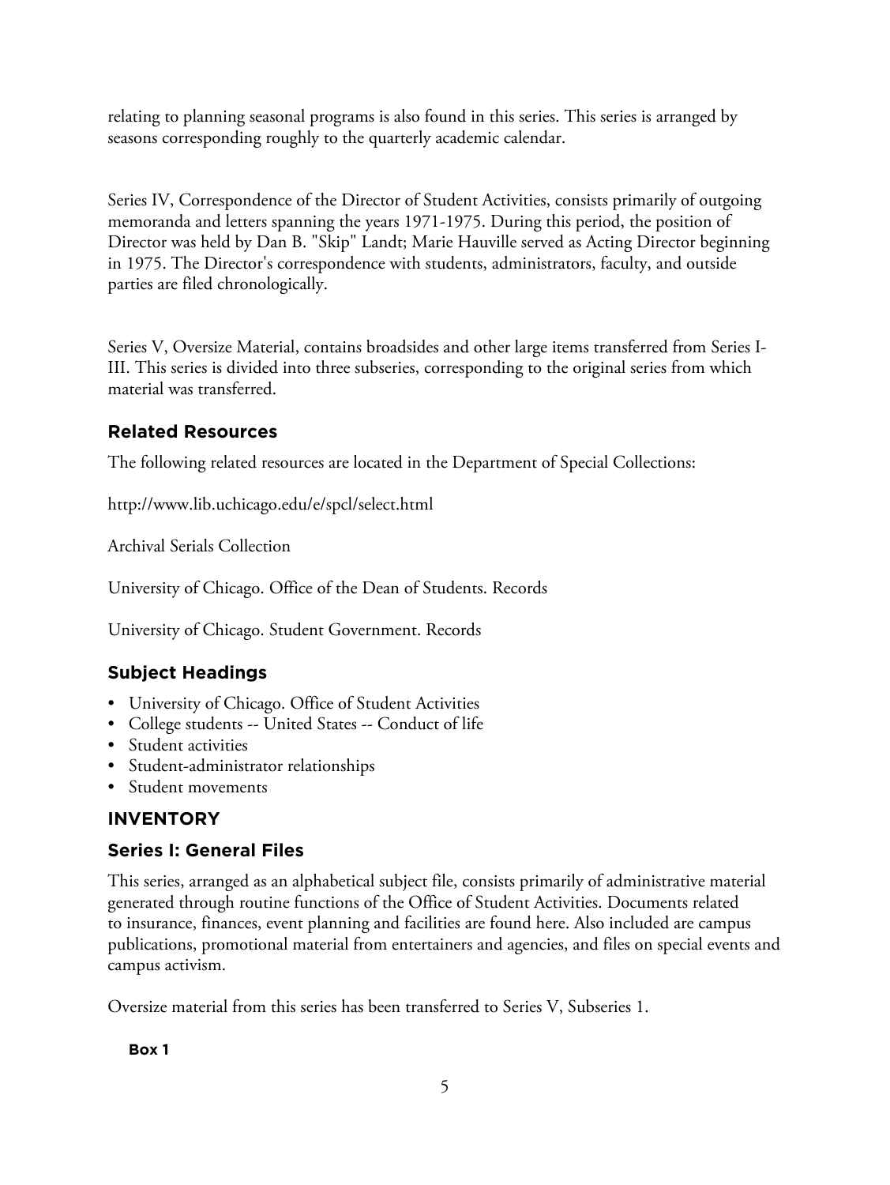relating to planning seasonal programs is also found in this series. This series is arranged by seasons corresponding roughly to the quarterly academic calendar.

Series IV, Correspondence of the Director of Student Activities, consists primarily of outgoing memoranda and letters spanning the years 1971-1975. During this period, the position of Director was held by Dan B. "Skip" Landt; Marie Hauville served as Acting Director beginning in 1975. The Director's correspondence with students, administrators, faculty, and outside parties are filed chronologically.

Series V, Oversize Material, contains broadsides and other large items transferred from Series I-III. This series is divided into three subseries, corresponding to the original series from which material was transferred.

## Related Resources

The following related resources are located in the Department of Special Collections:

http://www.lib.uchicago.edu/e/spcl/select.html

Archival Serials Collection

University of Chicago. Office of the Dean of Students. Records

University of Chicago. Student Government. Records

## Subject Headings

- University of Chicago. Office of Student Activities
- College students -- United States -- Conduct of life
- Student activities
- Student-administrator relationships
- Student movements

## INVENTORY

### Series I: General Files

This series, arranged as an alphabetical subject file, consists primarily of administrative material generated through routine functions of the Office of Student Activities. Documents related to insurance, finances, event planning and facilities are found here. Also included are campus publications, promotional material from entertainers and agencies, and files on special events and campus activism.

Oversize material from this series has been transferred to Series V, Subseries 1.

**Box 1**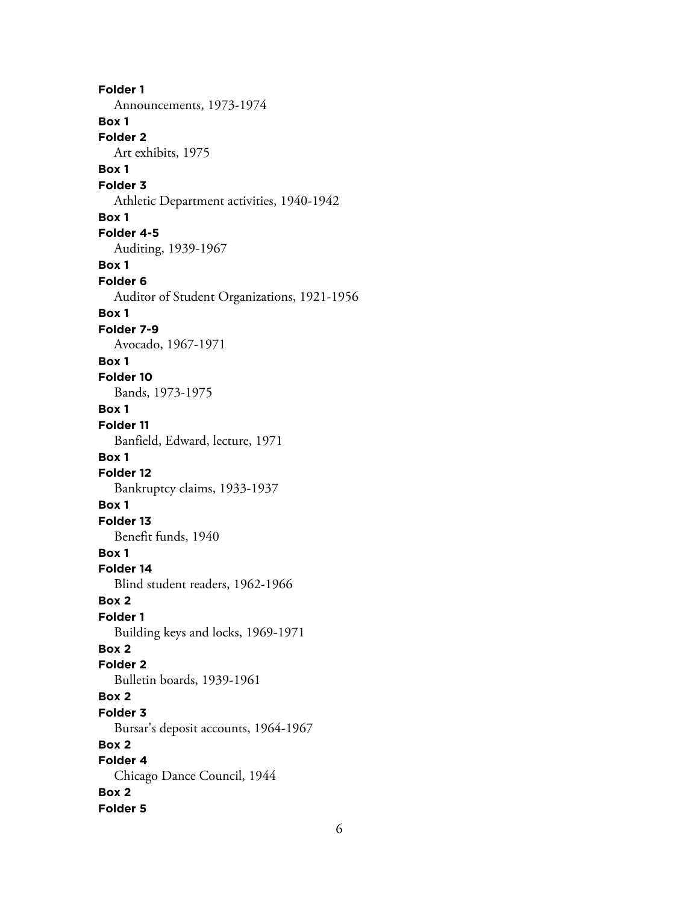**Folder 1**

Announcements, 1973-1974

**Box 1**

**Folder 2**

Art exhibits, 1975

**Box 1**

**Folder 3**

Athletic Department activities, 1940-1942

**Box 1**

**Folder 4-5**

Auditing, 1939-1967

**Box 1**

**Folder 6**

Auditor of Student Organizations, 1921-1956

**Box 1**

**Folder 7-9**

Avocado, 1967-1971

**Box 1**

**Folder 10**

Bands, 1973-1975

**Box 1**

**Folder 11**

Banfield, Edward, lecture, 1971

**Box 1**

**Folder 12**

Bankruptcy claims, 1933-1937

**Box 1**

**Folder 13**

Benefit funds, 1940

**Box 1**

**Folder 14**

Blind student readers, 1962-1966

**Box 2**

**Folder 1**

Building keys and locks, 1969-1971

**Box 2**

**Folder 2**

Bulletin boards, 1939-1961

**Box 2**

**Folder 3**

Bursar's deposit accounts, 1964-1967

**Box 2**

**Folder 4**

Chicago Dance Council, 1944

**Box 2**

**Folder 5**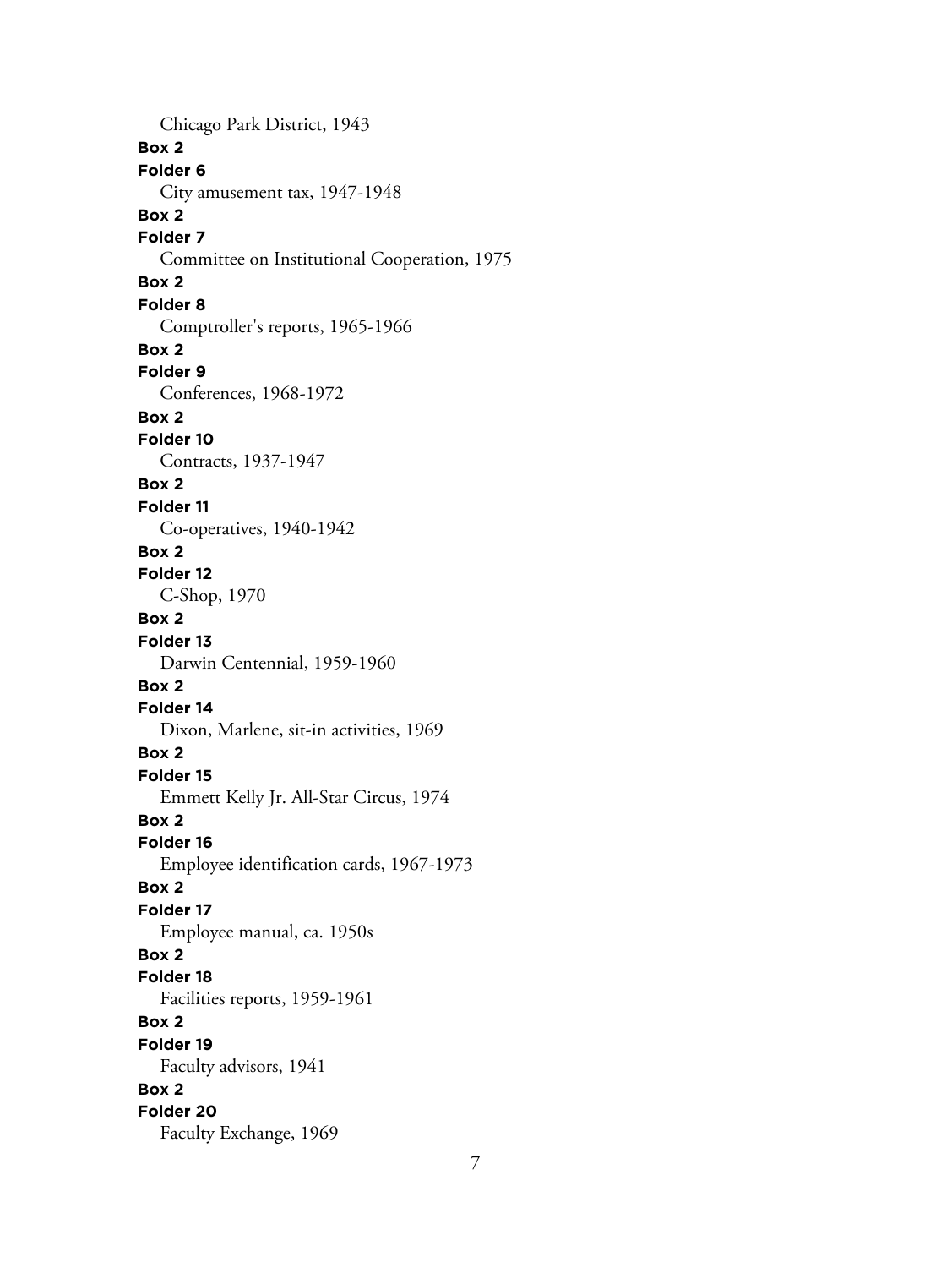Chicago Park District, 1943

**Box 2**

**Folder 6**

City amusement tax, 1947-1948

**Box 2**

**Folder 7**

Committee on Institutional Cooperation, 1975

**Box 2**

**Folder 8**

Comptroller's reports, 1965-1966

**Box 2**

**Folder 9**

Conferences, 1968-1972

**Box 2**

**Folder 10**

Contracts, 1937-1947

**Box 2**

**Folder 11**

Co-operatives, 1940-1942

**Box 2**

**Folder 12**

C-Shop, 1970

**Box 2**

**Folder 13**

Darwin Centennial, 1959-1960

**Box 2**

**Folder 14**

Dixon, Marlene, sit-in activities, 1969

**Box 2**

**Folder 15**

Emmett Kelly Jr. All-Star Circus, 1974

**Box 2**

**Folder 16**

Employee identification cards, 1967-1973

**Box 2**

**Folder 17**

Employee manual, ca. 1950s

**Box 2**

**Folder 18**

Facilities reports, 1959-1961

**Box 2**

**Folder 19**

Faculty advisors, 1941

**Box 2**

**Folder 20**

Faculty Exchange, 1969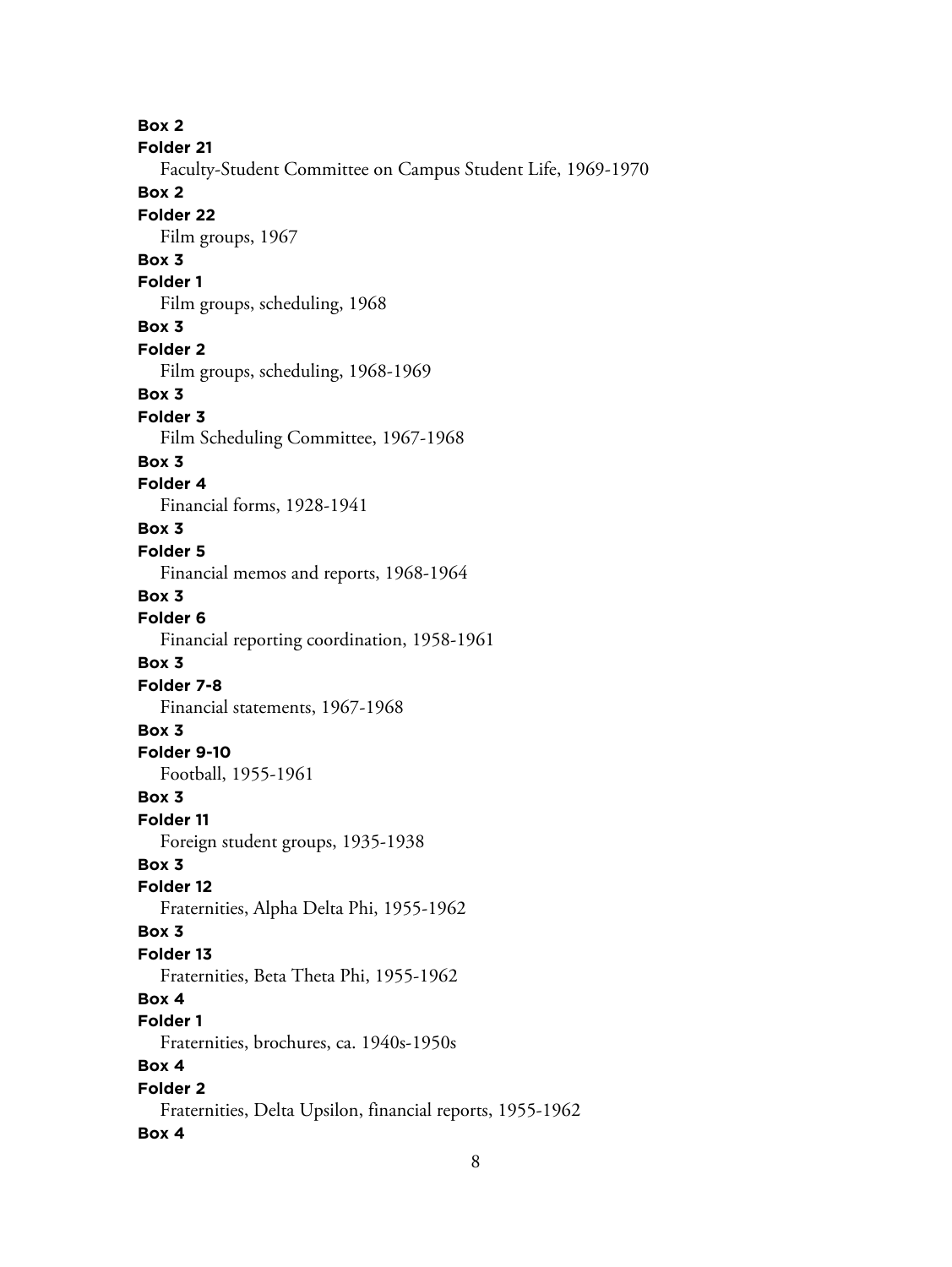**Box 2**

**Folder 21**

Faculty-Student Committee on Campus Student Life, 1969-1970

**Box 2**

**Folder 22**

Film groups, 1967

**Box 3**

**Folder 1**

Film groups, scheduling, 1968

**Box 3**

**Folder 2**

Film groups, scheduling, 1968-1969

**Box 3**

**Folder 3**

Film Scheduling Committee, 1967-1968

**Box 3**

**Folder 4**

Financial forms, 1928-1941

**Box 3**

**Folder 5**

Financial memos and reports, 1968-1964

**Box 3**

**Folder 6**

Financial reporting coordination, 1958-1961

**Box 3**

**Folder 7-8**

Financial statements, 1967-1968

**Box 3**

**Folder 9-10**

Football, 1955-1961

**Box 3**

**Folder 11**

Foreign student groups, 1935-1938

**Box 3**

**Folder 12**

Fraternities, Alpha Delta Phi, 1955-1962

**Box 3**

**Folder 13**

Fraternities, Beta Theta Phi, 1955-1962

**Box 4**

**Folder 1**

Fraternities, brochures, ca. 1940s-1950s

**Box 4**

**Folder 2**

Fraternities, Delta Upsilon, financial reports, 1955-1962

**Box 4**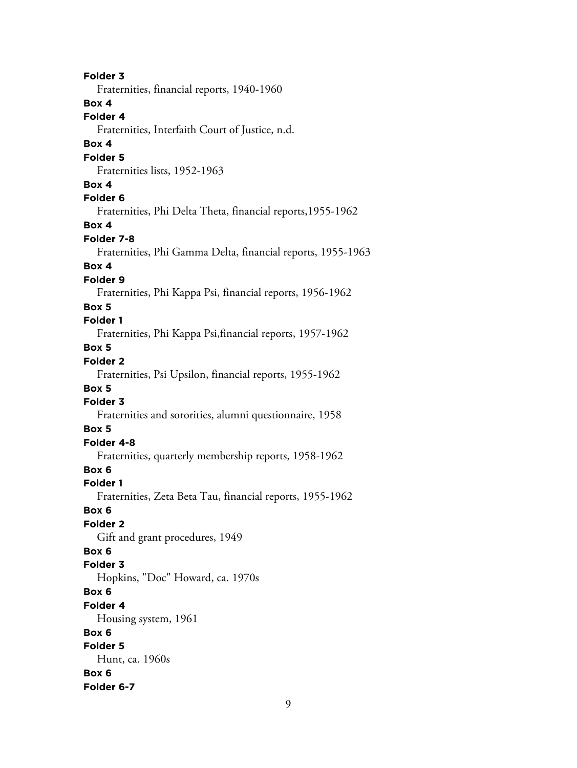**Folder 3**
Fraternities, financial reports, 1940-1960

**Box 4**
**Folder 4**
Fraternities, Interfaith Court of Justice, n.d.

**Box 4**
**Folder 5**
Fraternities lists, 1952-1963

**Box 4**
**Folder 6**
Fraternities, Phi Delta Theta, financial reports,1955-1962

**Box 4**
**Folder 7-8**
Fraternities, Phi Gamma Delta, financial reports, 1955-1963

**Box 4**
**Folder 9**
Fraternities, Phi Kappa Psi, financial reports, 1956-1962

**Box 5**
**Folder 1**
Fraternities, Phi Kappa Psi,financial reports, 1957-1962

**Box 5**
**Folder 2**
Fraternities, Psi Upsilon, financial reports, 1955-1962

**Box 5**
**Folder 3**
Fraternities and sororities, alumni questionnaire, 1958

**Box 5**
**Folder 4-8**
Fraternities, quarterly membership reports, 1958-1962

**Box 6**
**Folder 1**
Fraternities, Zeta Beta Tau, financial reports, 1955-1962

**Box 6**
**Folder 2**
Gift and grant procedures, 1949

**Box 6**
**Folder 3**
Hopkins, "Doc" Howard, ca. 1970s

**Box 6**
**Folder 4**
Housing system, 1961

**Box 6**
**Folder 5**
Hunt, ca. 1960s

**Box 6**
**Folder 6-7**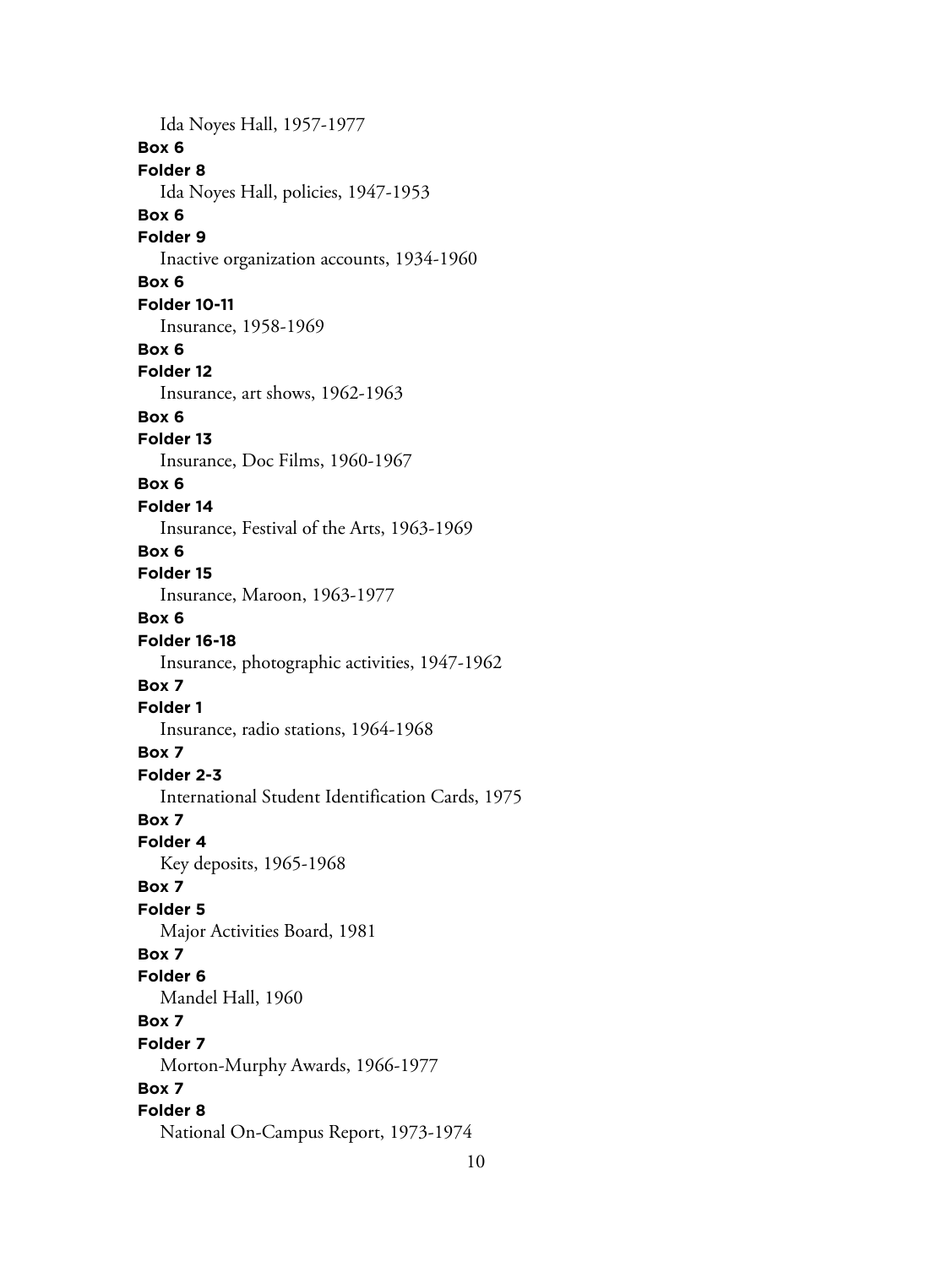Ida Noyes Hall, 1957-1977

**Box 6**
**Folder 8**
Ida Noyes Hall, policies, 1947-1953

**Box 6**
**Folder 9**
Inactive organization accounts, 1934-1960

**Box 6**
**Folder 10-11**
Insurance, 1958-1969

**Box 6**
**Folder 12**
Insurance, art shows, 1962-1963

**Box 6**
**Folder 13**
Insurance, Doc Films, 1960-1967

**Box 6**
**Folder 14**
Insurance, Festival of the Arts, 1963-1969

**Box 6**
**Folder 15**
Insurance, Maroon, 1963-1977

**Box 6**
**Folder 16-18**
Insurance, photographic activities, 1947-1962

**Box 7**
**Folder 1**
Insurance, radio stations, 1964-1968

**Box 7**
**Folder 2-3**
International Student Identification Cards, 1975

**Box 7**
**Folder 4**
Key deposits, 1965-1968

**Box 7**
**Folder 5**
Major Activities Board, 1981

**Box 7**
**Folder 6**
Mandel Hall, 1960

**Box 7**
**Folder 7**
Morton-Murphy Awards, 1966-1977

**Box 7**
**Folder 8**
National On-Campus Report, 1973-1974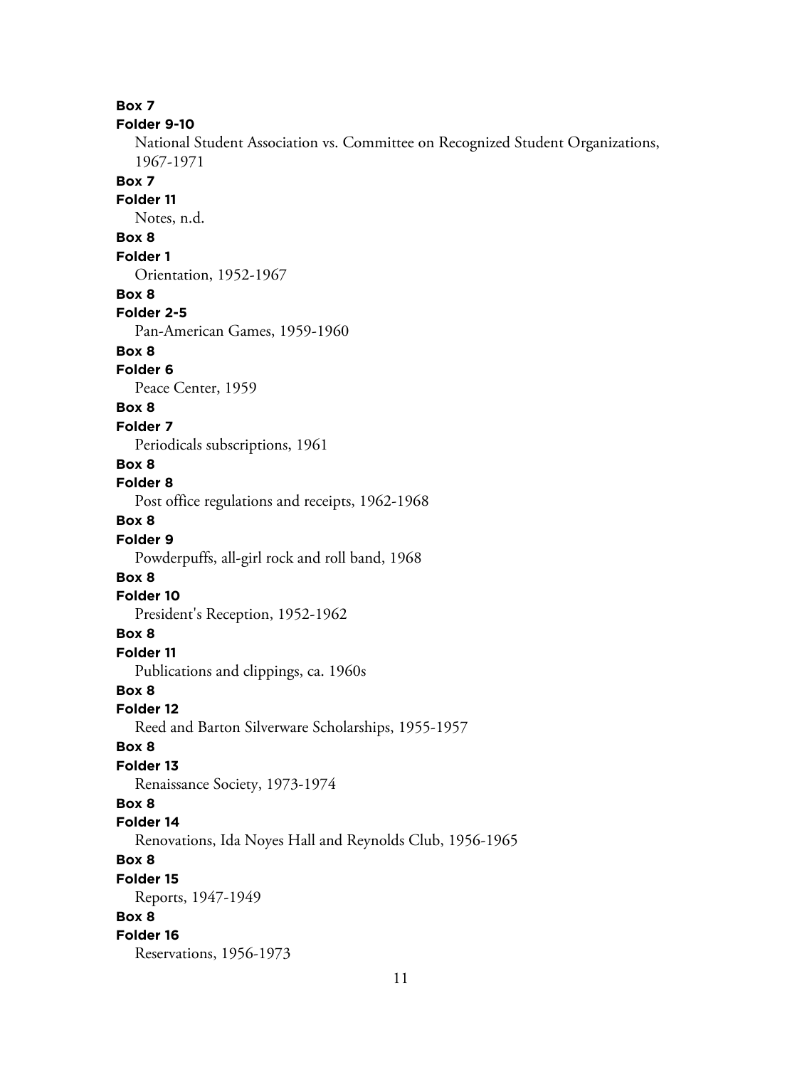**Box 7**
**Folder 9-10**
National Student Association vs. Committee on Recognized Student Organizations, 1967-1971

**Box 7**
**Folder 11**
Notes, n.d.

**Box 8**
**Folder 1**
Orientation, 1952-1967

**Box 8**
**Folder 2-5**
Pan-American Games, 1959-1960

**Box 8**
**Folder 6**
Peace Center, 1959

**Box 8**
**Folder 7**
Periodicals subscriptions, 1961

**Box 8**
**Folder 8**
Post office regulations and receipts, 1962-1968

**Box 8**
**Folder 9**
Powderpuffs, all-girl rock and roll band, 1968

**Box 8**
**Folder 10**
President's Reception, 1952-1962

**Box 8**
**Folder 11**
Publications and clippings, ca. 1960s

**Box 8**
**Folder 12**
Reed and Barton Silverware Scholarships, 1955-1957

**Box 8**
**Folder 13**
Renaissance Society, 1973-1974

**Box 8**
**Folder 14**
Renovations, Ida Noyes Hall and Reynolds Club, 1956-1965

**Box 8**
**Folder 15**
Reports, 1947-1949

**Box 8**
**Folder 16**
Reservations, 1956-1973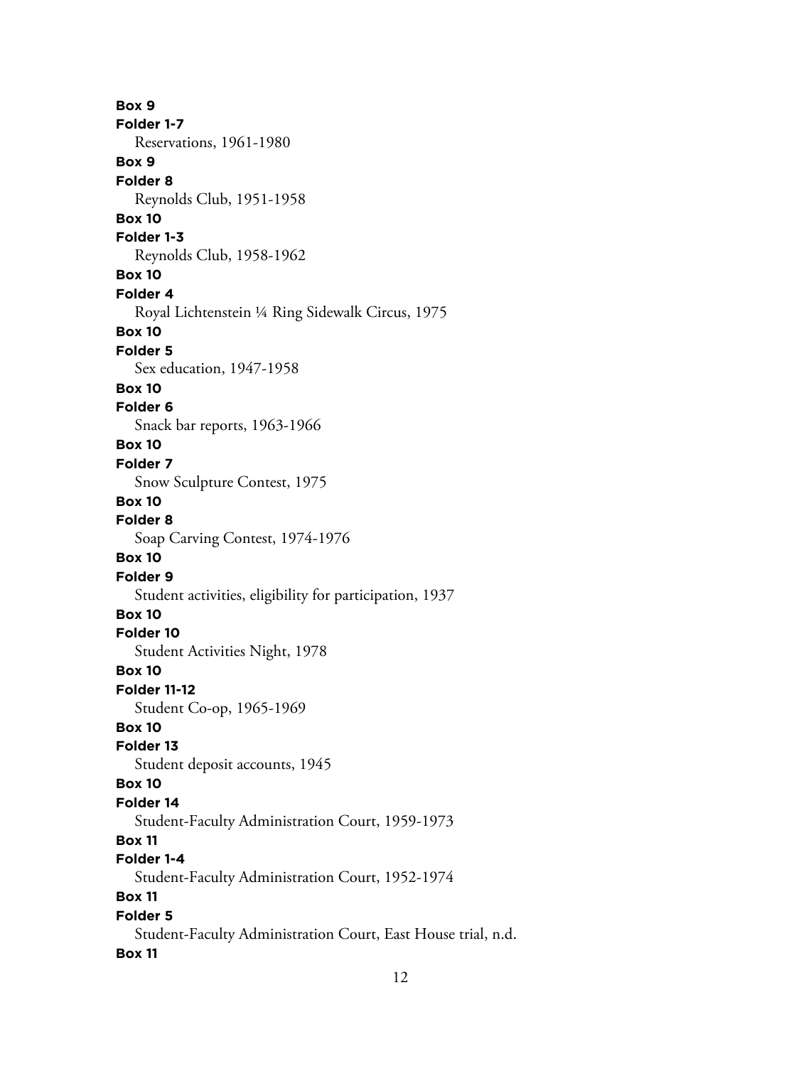**Box 9**
**Folder 1-7**
Reservations, 1961-1980
**Box 9**
**Folder 8**
Reynolds Club, 1951-1958
**Box 10**
**Folder 1-3**
Reynolds Club, 1958-1962
**Box 10**
**Folder 4**
Royal Lichtenstein ¼ Ring Sidewalk Circus, 1975
**Box 10**
**Folder 5**
Sex education, 1947-1958
**Box 10**
**Folder 6**
Snack bar reports, 1963-1966
**Box 10**
**Folder 7**
Snow Sculpture Contest, 1975
**Box 10**
**Folder 8**
Soap Carving Contest, 1974-1976
**Box 10**
**Folder 9**
Student activities, eligibility for participation, 1937
**Box 10**
**Folder 10**
Student Activities Night, 1978
**Box 10**
**Folder 11-12**
Student Co-op, 1965-1969
**Box 10**
**Folder 13**
Student deposit accounts, 1945
**Box 10**
**Folder 14**
Student-Faculty Administration Court, 1959-1973
**Box 11**
**Folder 1-4**
Student-Faculty Administration Court, 1952-1974
**Box 11**
**Folder 5**
Student-Faculty Administration Court, East House trial, n.d.
**Box 11**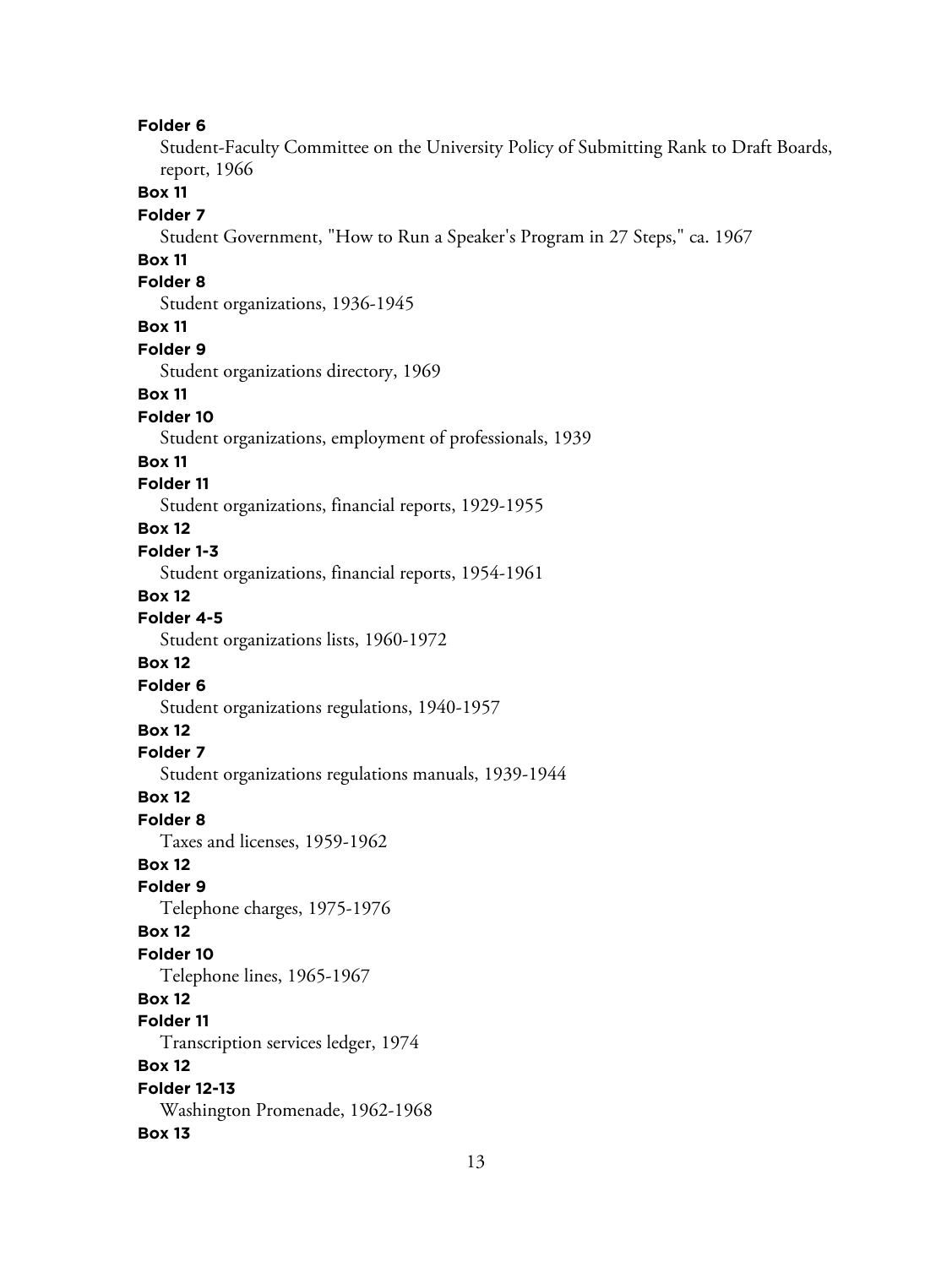**Folder 6**

Student-Faculty Committee on the University Policy of Submitting Rank to Draft Boards, report, 1966

**Box 11**

**Folder 7**

Student Government, "How to Run a Speaker's Program in 27 Steps," ca. 1967

**Box 11**

**Folder 8**

Student organizations, 1936-1945

**Box 11**

**Folder 9**

Student organizations directory, 1969

**Box 11**

**Folder 10**

Student organizations, employment of professionals, 1939

**Box 11**

**Folder 11**

Student organizations, financial reports, 1929-1955

**Box 12**

**Folder 1-3**

Student organizations, financial reports, 1954-1961

**Box 12**

**Folder 4-5**

Student organizations lists, 1960-1972

**Box 12**

**Folder 6**

Student organizations regulations, 1940-1957

**Box 12**

**Folder 7**

Student organizations regulations manuals, 1939-1944

**Box 12**

**Folder 8**

Taxes and licenses, 1959-1962

**Box 12**

**Folder 9**

Telephone charges, 1975-1976

**Box 12**

**Folder 10**

Telephone lines, 1965-1967

**Box 12**

**Folder 11**

Transcription services ledger, 1974

**Box 12**

**Folder 12-13**

Washington Promenade, 1962-1968

**Box 13**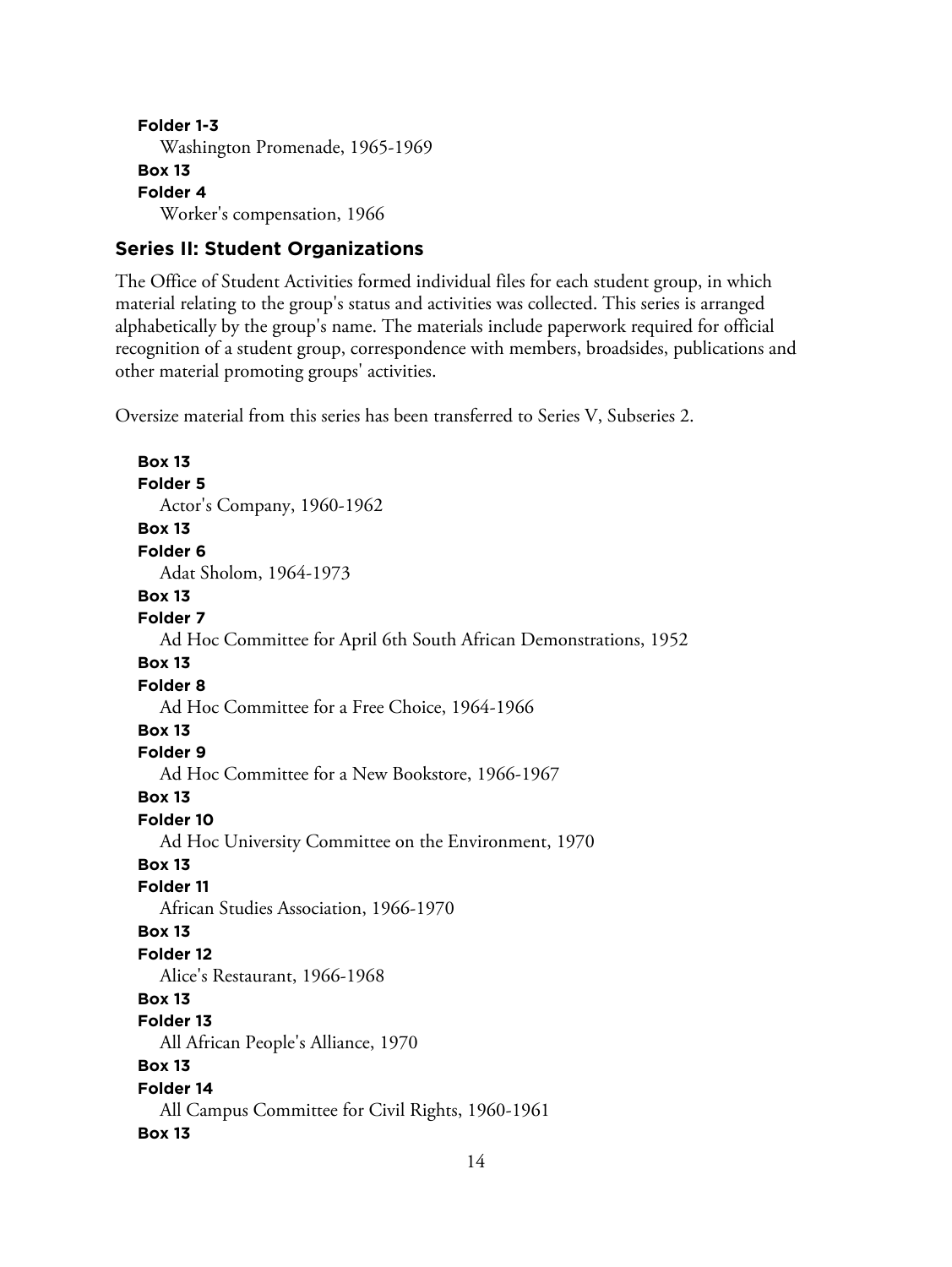**Folder 1-3**
Washington Promenade, 1965-1969

**Box 13**
**Folder 4**
Worker's compensation, 1966

### Series II: Student Organizations

The Office of Student Activities formed individual files for each student group, in which material relating to the group's status and activities was collected. This series is arranged alphabetically by the group's name. The materials include paperwork required for official recognition of a student group, correspondence with members, broadsides, publications and other material promoting groups' activities.

Oversize material from this series has been transferred to Series V, Subseries 2.

**Box 13**
**Folder 5**
Actor's Company, 1960-1962

**Box 13**
**Folder 6**
Adat Sholom, 1964-1973

**Box 13**
**Folder 7**
Ad Hoc Committee for April 6th South African Demonstrations, 1952

**Box 13**
**Folder 8**
Ad Hoc Committee for a Free Choice, 1964-1966

**Box 13**
**Folder 9**
Ad Hoc Committee for a New Bookstore, 1966-1967

**Box 13**
**Folder 10**
Ad Hoc University Committee on the Environment, 1970

**Box 13**
**Folder 11**
African Studies Association, 1966-1970

**Box 13**
**Folder 12**
Alice's Restaurant, 1966-1968

**Box 13**
**Folder 13**
All African People's Alliance, 1970

**Box 13**
**Folder 14**
All Campus Committee for Civil Rights, 1960-1961

**Box 13**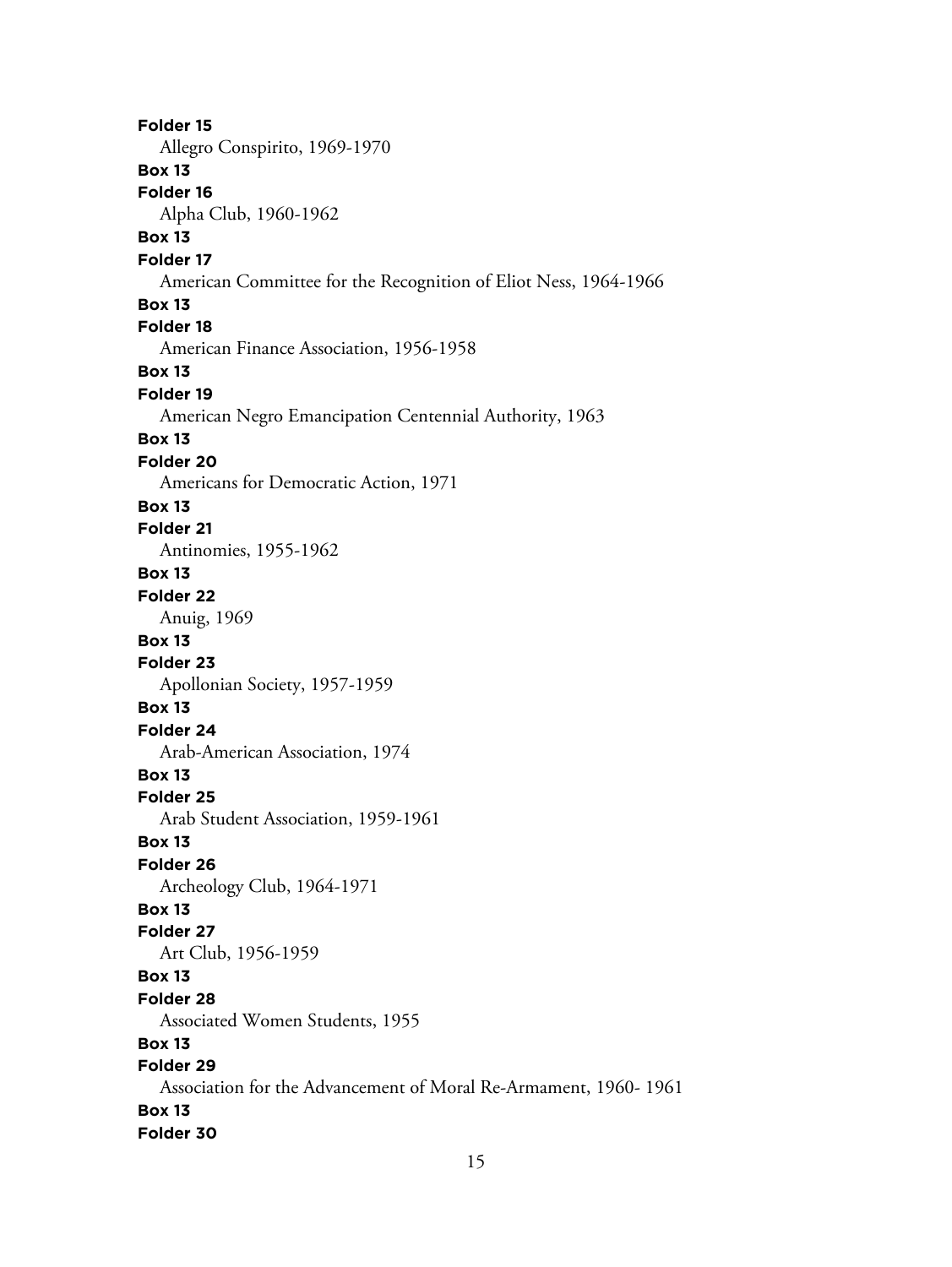**Folder 15**
Allegro Conspirito, 1969-1970
**Box 13**
**Folder 16**
Alpha Club, 1960-1962
**Box 13**
**Folder 17**
American Committee for the Recognition of Eliot Ness, 1964-1966
**Box 13**
**Folder 18**
American Finance Association, 1956-1958
**Box 13**
**Folder 19**
American Negro Emancipation Centennial Authority, 1963
**Box 13**
**Folder 20**
Americans for Democratic Action, 1971
**Box 13**
**Folder 21**
Antinomies, 1955-1962
**Box 13**
**Folder 22**
Anuig, 1969
**Box 13**
**Folder 23**
Apollonian Society, 1957-1959
**Box 13**
**Folder 24**
Arab-American Association, 1974
**Box 13**
**Folder 25**
Arab Student Association, 1959-1961
**Box 13**
**Folder 26**
Archeology Club, 1964-1971
**Box 13**
**Folder 27**
Art Club, 1956-1959
**Box 13**
**Folder 28**
Associated Women Students, 1955
**Box 13**
**Folder 29**
Association for the Advancement of Moral Re-Armament, 1960- 1961
**Box 13**
**Folder 30**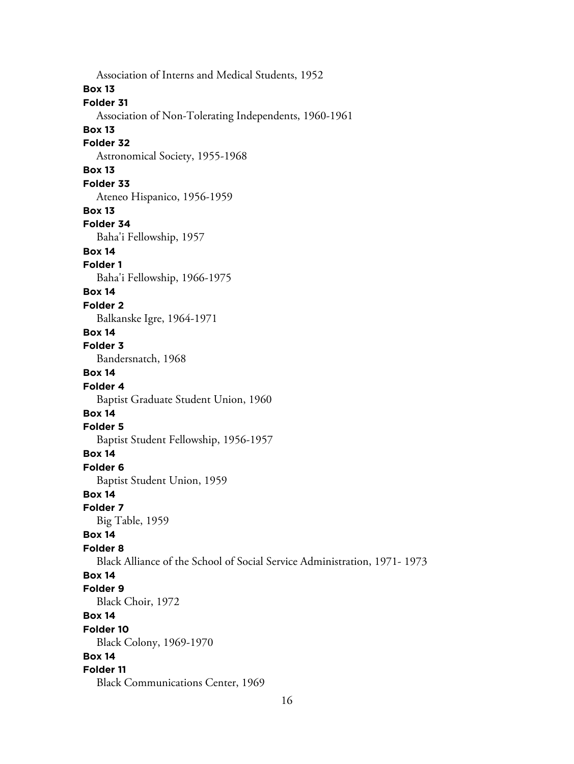Association of Interns and Medical Students, 1952

**Box 13**

**Folder 31**

Association of Non-Tolerating Independents, 1960-1961

**Box 13**

**Folder 32**

Astronomical Society, 1955-1968

**Box 13**

**Folder 33**

Ateneo Hispanico, 1956-1959

**Box 13**

**Folder 34**

Baha'i Fellowship, 1957

**Box 14**

**Folder 1**

Baha'i Fellowship, 1966-1975

**Box 14**

**Folder 2**

Balkanske Igre, 1964-1971

**Box 14**

**Folder 3**

Bandersnatch, 1968

**Box 14**

**Folder 4**

Baptist Graduate Student Union, 1960

**Box 14**

**Folder 5**

Baptist Student Fellowship, 1956-1957

**Box 14**

**Folder 6**

Baptist Student Union, 1959

**Box 14**

**Folder 7**

Big Table, 1959

**Box 14**

**Folder 8**

Black Alliance of the School of Social Service Administration, 1971- 1973

**Box 14**

**Folder 9**

Black Choir, 1972

**Box 14**

**Folder 10**

Black Colony, 1969-1970

**Box 14**

**Folder 11**

Black Communications Center, 1969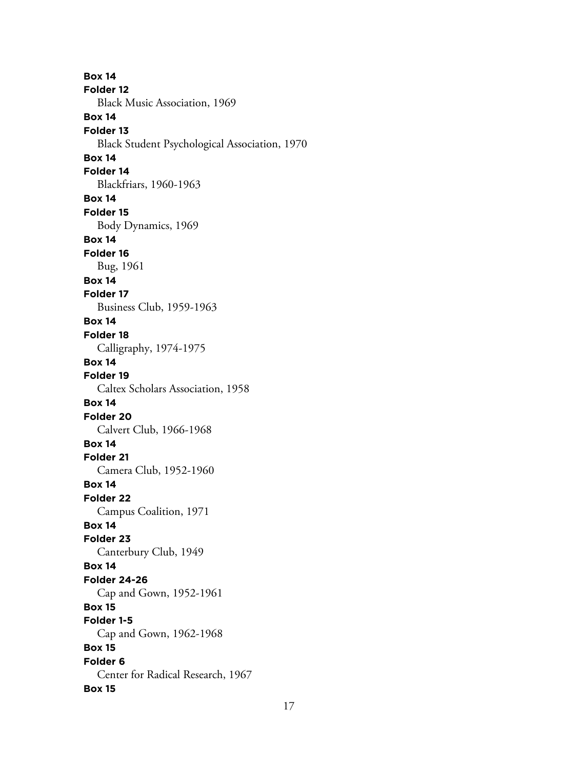**Box 14**
**Folder 12**
Black Music Association, 1969
**Box 14**
**Folder 13**
Black Student Psychological Association, 1970
**Box 14**
**Folder 14**
Blackfriars, 1960-1963
**Box 14**
**Folder 15**
Body Dynamics, 1969
**Box 14**
**Folder 16**
Bug, 1961
**Box 14**
**Folder 17**
Business Club, 1959-1963
**Box 14**
**Folder 18**
Calligraphy, 1974-1975
**Box 14**
**Folder 19**
Caltex Scholars Association, 1958
**Box 14**
**Folder 20**
Calvert Club, 1966-1968
**Box 14**
**Folder 21**
Camera Club, 1952-1960
**Box 14**
**Folder 22**
Campus Coalition, 1971
**Box 14**
**Folder 23**
Canterbury Club, 1949
**Box 14**
**Folder 24-26**
Cap and Gown, 1952-1961
**Box 15**
**Folder 1-5**
Cap and Gown, 1962-1968
**Box 15**
**Folder 6**
Center for Radical Research, 1967
**Box 15**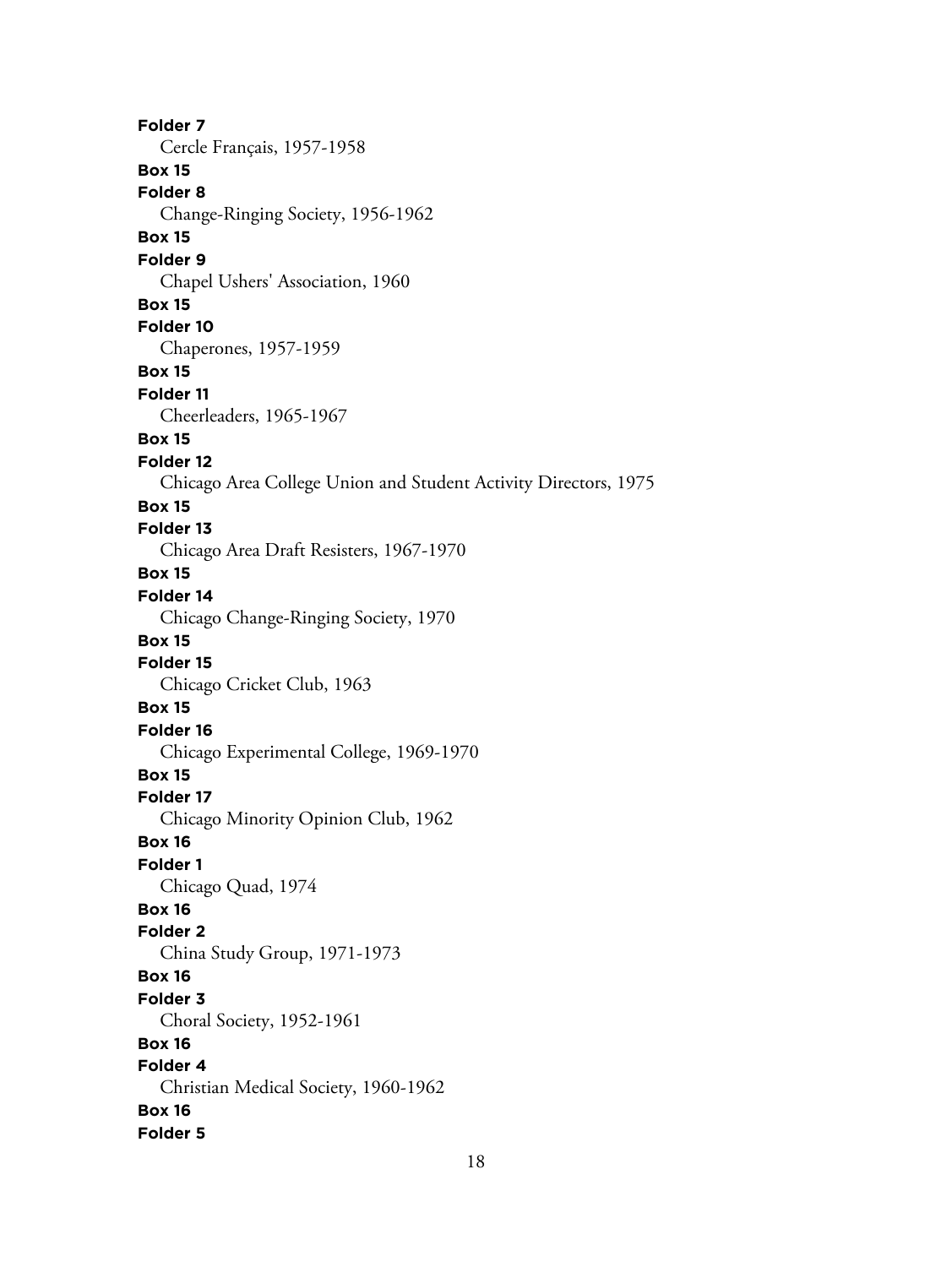**Folder 7**

Cercle Français, 1957-1958

**Box 15**

**Folder 8**

Change-Ringing Society, 1956-1962

**Box 15**

**Folder 9**

Chapel Ushers' Association, 1960

**Box 15**

**Folder 10**

Chaperones, 1957-1959

**Box 15**

**Folder 11**

Cheerleaders, 1965-1967

**Box 15**

**Folder 12**

Chicago Area College Union and Student Activity Directors, 1975

**Box 15**

**Folder 13**

Chicago Area Draft Resisters, 1967-1970

**Box 15**

**Folder 14**

Chicago Change-Ringing Society, 1970

**Box 15**

**Folder 15**

Chicago Cricket Club, 1963

**Box 15**

**Folder 16**

Chicago Experimental College, 1969-1970

**Box 15**

**Folder 17**

Chicago Minority Opinion Club, 1962

**Box 16**

**Folder 1**

Chicago Quad, 1974

**Box 16**

**Folder 2**

China Study Group, 1971-1973

**Box 16**

**Folder 3**

Choral Society, 1952-1961

**Box 16**

**Folder 4**

Christian Medical Society, 1960-1962

**Box 16**

**Folder 5**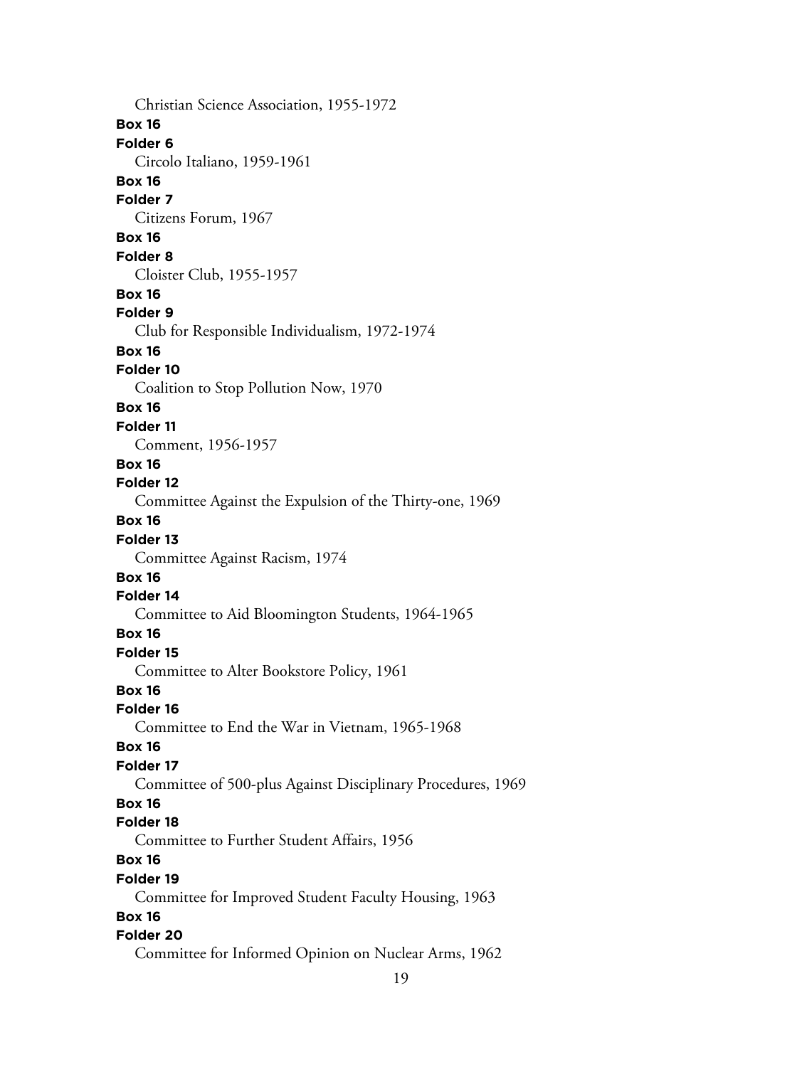Christian Science Association, 1955-1972

**Box 16**

**Folder 6**

Circolo Italiano, 1959-1961

**Box 16**

**Folder 7**

Citizens Forum, 1967

**Box 16**

**Folder 8**

Cloister Club, 1955-1957

**Box 16**

**Folder 9**

Club for Responsible Individualism, 1972-1974

**Box 16**

**Folder 10**

Coalition to Stop Pollution Now, 1970

**Box 16**

**Folder 11**

Comment, 1956-1957

**Box 16**

**Folder 12**

Committee Against the Expulsion of the Thirty-one, 1969

**Box 16**

**Folder 13**

Committee Against Racism, 1974

**Box 16**

**Folder 14**

Committee to Aid Bloomington Students, 1964-1965

**Box 16**

**Folder 15**

Committee to Alter Bookstore Policy, 1961

**Box 16**

**Folder 16**

Committee to End the War in Vietnam, 1965-1968

**Box 16**

**Folder 17**

Committee of 500-plus Against Disciplinary Procedures, 1969

**Box 16**

**Folder 18**

Committee to Further Student Affairs, 1956

**Box 16**

**Folder 19**

Committee for Improved Student Faculty Housing, 1963

**Box 16**

**Folder 20**

Committee for Informed Opinion on Nuclear Arms, 1962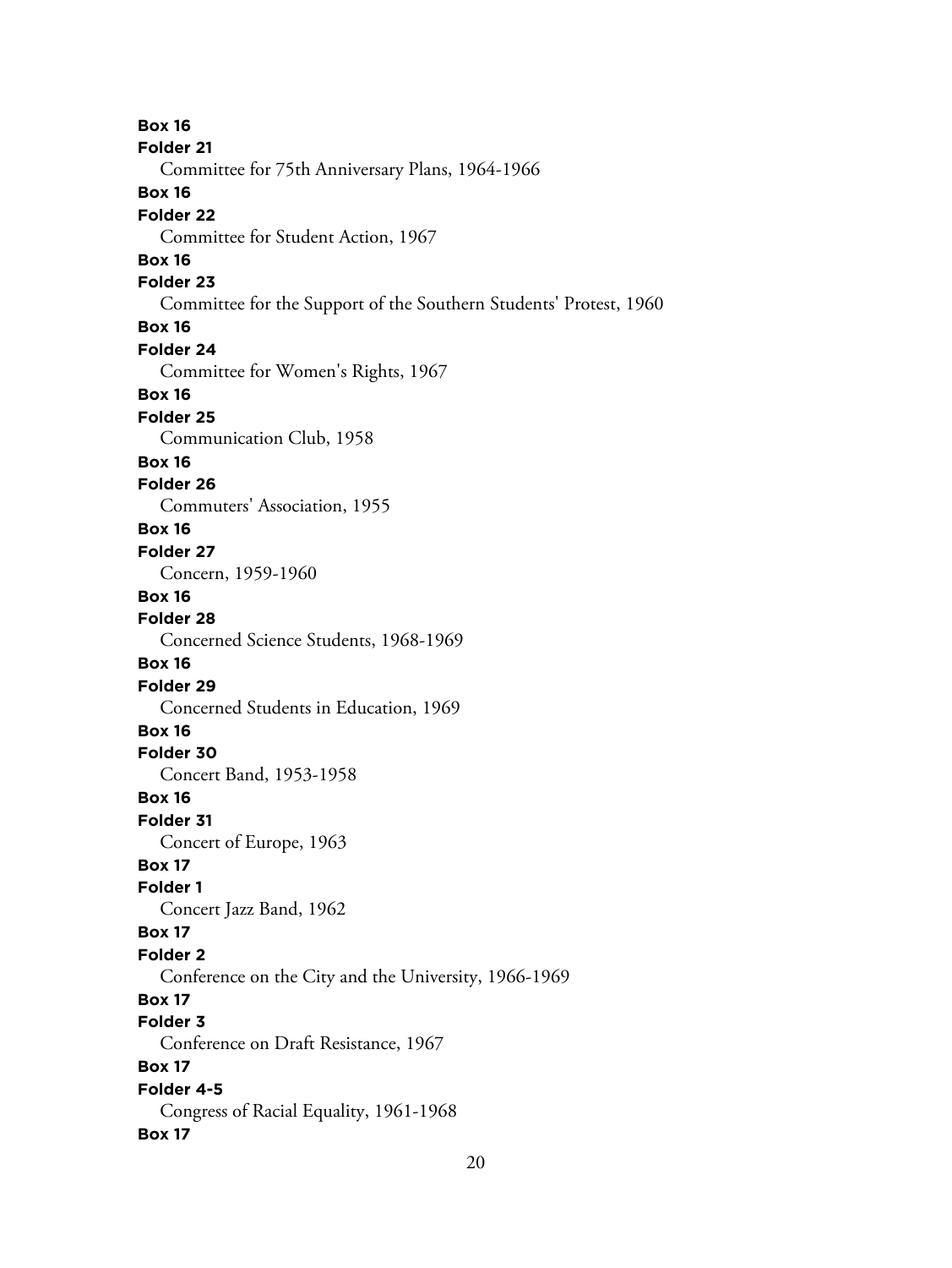**Box 16**
**Folder 21**
Committee for 75th Anniversary Plans, 1964-1966

**Box 16**
**Folder 22**
Committee for Student Action, 1967

**Box 16**
**Folder 23**
Committee for the Support of the Southern Students' Protest, 1960

**Box 16**
**Folder 24**
Committee for Women's Rights, 1967

**Box 16**
**Folder 25**
Communication Club, 1958

**Box 16**
**Folder 26**
Commuters' Association, 1955

**Box 16**
**Folder 27**
Concern, 1959-1960

**Box 16**
**Folder 28**
Concerned Science Students, 1968-1969

**Box 16**
**Folder 29**
Concerned Students in Education, 1969

**Box 16**
**Folder 30**
Concert Band, 1953-1958

**Box 16**
**Folder 31**
Concert of Europe, 1963

**Box 17**
**Folder 1**
Concert Jazz Band, 1962

**Box 17**
**Folder 2**
Conference on the City and the University, 1966-1969

**Box 17**
**Folder 3**
Conference on Draft Resistance, 1967

**Box 17**
**Folder 4-5**
Congress of Racial Equality, 1961-1968

**Box 17**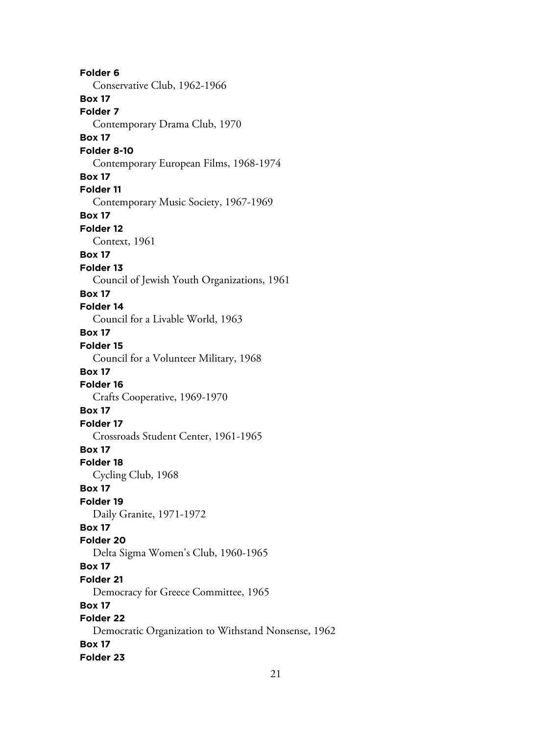**Folder 6**

Conservative Club, 1962-1966

**Box 17**

**Folder 7**

Contemporary Drama Club, 1970

**Box 17**

**Folder 8-10**

Contemporary European Films, 1968-1974

**Box 17**

**Folder 11**

Contemporary Music Society, 1967-1969

**Box 17**

**Folder 12**

Context, 1961

**Box 17**

**Folder 13**

Council of Jewish Youth Organizations, 1961

**Box 17**

**Folder 14**

Council for a Livable World, 1963

**Box 17**

**Folder 15**

Council for a Volunteer Military, 1968

**Box 17**

**Folder 16**

Crafts Cooperative, 1969-1970

**Box 17**

**Folder 17**

Crossroads Student Center, 1961-1965

**Box 17**

**Folder 18**

Cycling Club, 1968

**Box 17**

**Folder 19**

Daily Granite, 1971-1972

**Box 17**

**Folder 20**

Delta Sigma Women's Club, 1960-1965

**Box 17**

**Folder 21**

Democracy for Greece Committee, 1965

**Box 17**

**Folder 22**

Democratic Organization to Withstand Nonsense, 1962

**Box 17**

**Folder 23**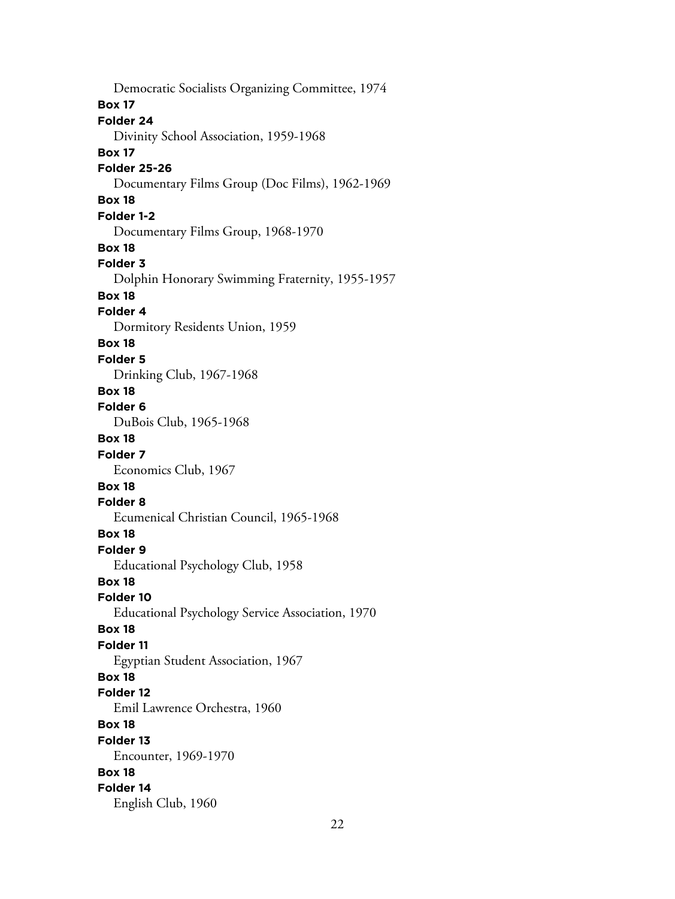Democratic Socialists Organizing Committee, 1974

**Box 17**

**Folder 24**

Divinity School Association, 1959-1968

**Box 17**

**Folder 25-26**

Documentary Films Group (Doc Films), 1962-1969

**Box 18**

**Folder 1-2**

Documentary Films Group, 1968-1970

**Box 18**

**Folder 3**

Dolphin Honorary Swimming Fraternity, 1955-1957

**Box 18**

**Folder 4**

Dormitory Residents Union, 1959

**Box 18**

**Folder 5**

Drinking Club, 1967-1968

**Box 18**

**Folder 6**

DuBois Club, 1965-1968

**Box 18**

**Folder 7**

Economics Club, 1967

**Box 18**

**Folder 8**

Ecumenical Christian Council, 1965-1968

**Box 18**

**Folder 9**

Educational Psychology Club, 1958

**Box 18**

**Folder 10**

Educational Psychology Service Association, 1970

**Box 18**

**Folder 11**

Egyptian Student Association, 1967

**Box 18**

**Folder 12**

Emil Lawrence Orchestra, 1960

**Box 18**

**Folder 13**

Encounter, 1969-1970

**Box 18**

**Folder 14**

English Club, 1960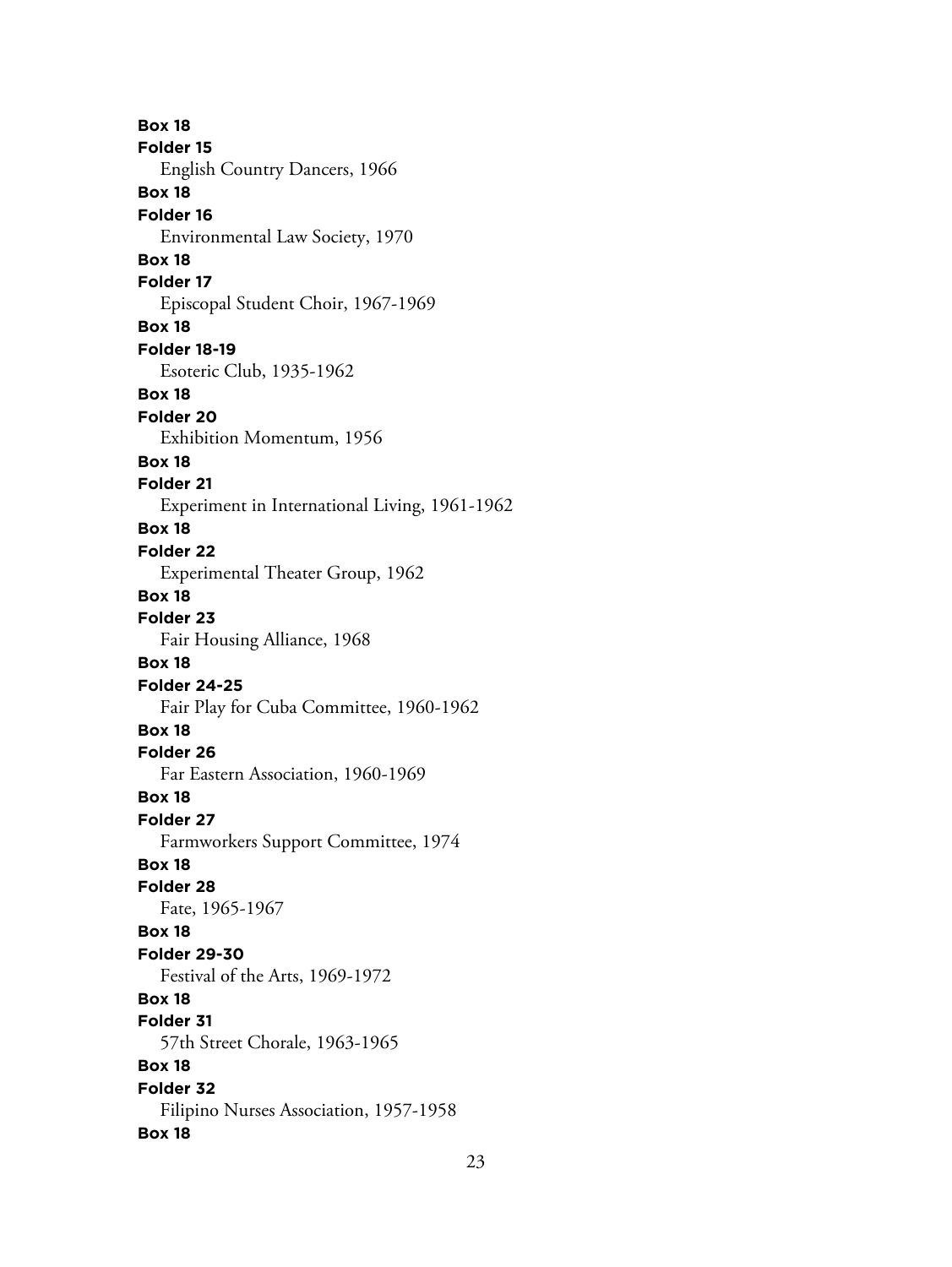**Box 18**
**Folder 15**
English Country Dancers, 1966
**Box 18**
**Folder 16**
Environmental Law Society, 1970
**Box 18**
**Folder 17**
Episcopal Student Choir, 1967-1969
**Box 18**
**Folder 18-19**
Esoteric Club, 1935-1962
**Box 18**
**Folder 20**
Exhibition Momentum, 1956
**Box 18**
**Folder 21**
Experiment in International Living, 1961-1962
**Box 18**
**Folder 22**
Experimental Theater Group, 1962
**Box 18**
**Folder 23**
Fair Housing Alliance, 1968
**Box 18**
**Folder 24-25**
Fair Play for Cuba Committee, 1960-1962
**Box 18**
**Folder 26**
Far Eastern Association, 1960-1969
**Box 18**
**Folder 27**
Farmworkers Support Committee, 1974
**Box 18**
**Folder 28**
Fate, 1965-1967
**Box 18**
**Folder 29-30**
Festival of the Arts, 1969-1972
**Box 18**
**Folder 31**
57th Street Chorale, 1963-1965
**Box 18**
**Folder 32**
Filipino Nurses Association, 1957-1958
**Box 18**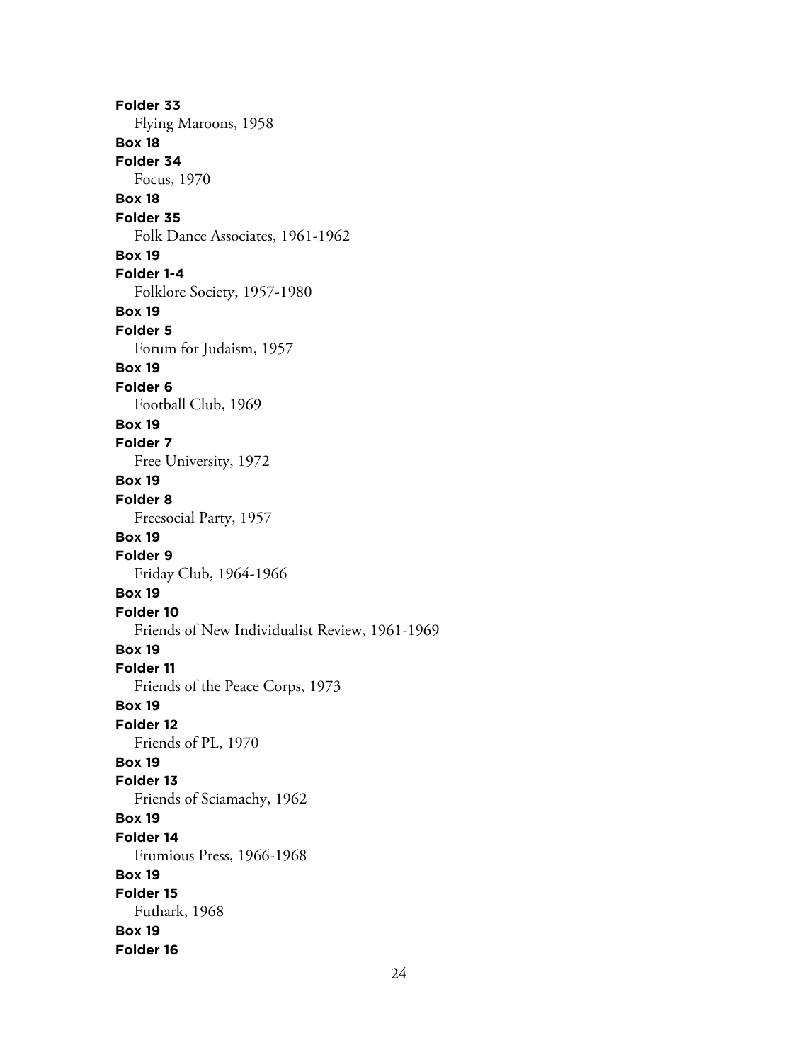**Folder 33**
Flying Maroons, 1958

**Box 18**
**Folder 34**
Focus, 1970

**Box 18**
**Folder 35**
Folk Dance Associates, 1961-1962

**Box 19**
**Folder 1-4**
Folklore Society, 1957-1980

**Box 19**
**Folder 5**
Forum for Judaism, 1957

**Box 19**
**Folder 6**
Football Club, 1969

**Box 19**
**Folder 7**
Free University, 1972

**Box 19**
**Folder 8**
Freesocial Party, 1957

**Box 19**
**Folder 9**
Friday Club, 1964-1966

**Box 19**
**Folder 10**
Friends of New Individualist Review, 1961-1969

**Box 19**
**Folder 11**
Friends of the Peace Corps, 1973

**Box 19**
**Folder 12**
Friends of PL, 1970

**Box 19**
**Folder 13**
Friends of Sciamachy, 1962

**Box 19**
**Folder 14**
Frumious Press, 1966-1968

**Box 19**
**Folder 15**
Futhark, 1968

**Box 19**
**Folder 16**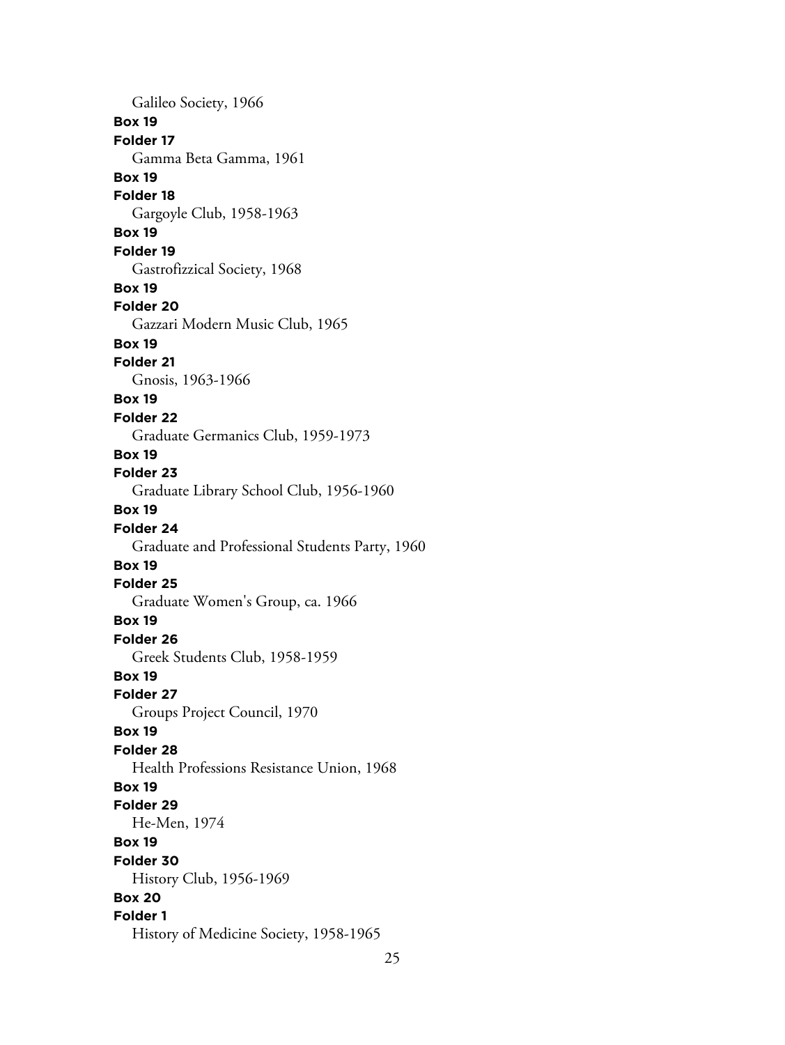Galileo Society, 1966

**Box 19**

**Folder 17**

Gamma Beta Gamma, 1961

**Box 19**

**Folder 18**

Gargoyle Club, 1958-1963

**Box 19**

**Folder 19**

Gastrofizzical Society, 1968

**Box 19**

**Folder 20**

Gazzari Modern Music Club, 1965

**Box 19**

**Folder 21**

Gnosis, 1963-1966

**Box 19**

**Folder 22**

Graduate Germanics Club, 1959-1973

**Box 19**

**Folder 23**

Graduate Library School Club, 1956-1960

**Box 19**

**Folder 24**

Graduate and Professional Students Party, 1960

**Box 19**

**Folder 25**

Graduate Women's Group, ca. 1966

**Box 19**

**Folder 26**

Greek Students Club, 1958-1959

**Box 19**

**Folder 27**

Groups Project Council, 1970

**Box 19**

**Folder 28**

Health Professions Resistance Union, 1968

**Box 19**

**Folder 29**

He-Men, 1974

**Box 19**

**Folder 30**

History Club, 1956-1969

**Box 20**

**Folder 1**

History of Medicine Society, 1958-1965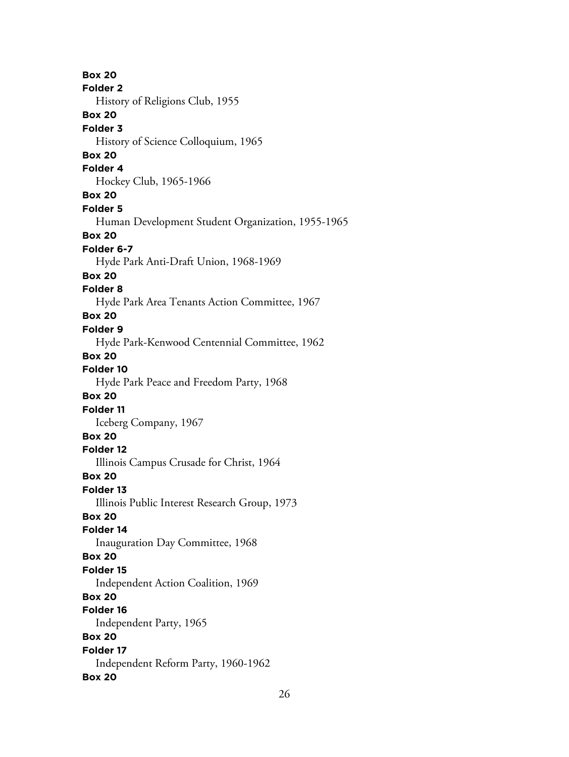**Box 20**
**Folder 2**
History of Religions Club, 1955
**Box 20**
**Folder 3**
History of Science Colloquium, 1965
**Box 20**
**Folder 4**
Hockey Club, 1965-1966
**Box 20**
**Folder 5**
Human Development Student Organization, 1955-1965
**Box 20**
**Folder 6-7**
Hyde Park Anti-Draft Union, 1968-1969
**Box 20**
**Folder 8**
Hyde Park Area Tenants Action Committee, 1967
**Box 20**
**Folder 9**
Hyde Park-Kenwood Centennial Committee, 1962
**Box 20**
**Folder 10**
Hyde Park Peace and Freedom Party, 1968
**Box 20**
**Folder 11**
Iceberg Company, 1967
**Box 20**
**Folder 12**
Illinois Campus Crusade for Christ, 1964
**Box 20**
**Folder 13**
Illinois Public Interest Research Group, 1973
**Box 20**
**Folder 14**
Inauguration Day Committee, 1968
**Box 20**
**Folder 15**
Independent Action Coalition, 1969
**Box 20**
**Folder 16**
Independent Party, 1965
**Box 20**
**Folder 17**
Independent Reform Party, 1960-1962
**Box 20**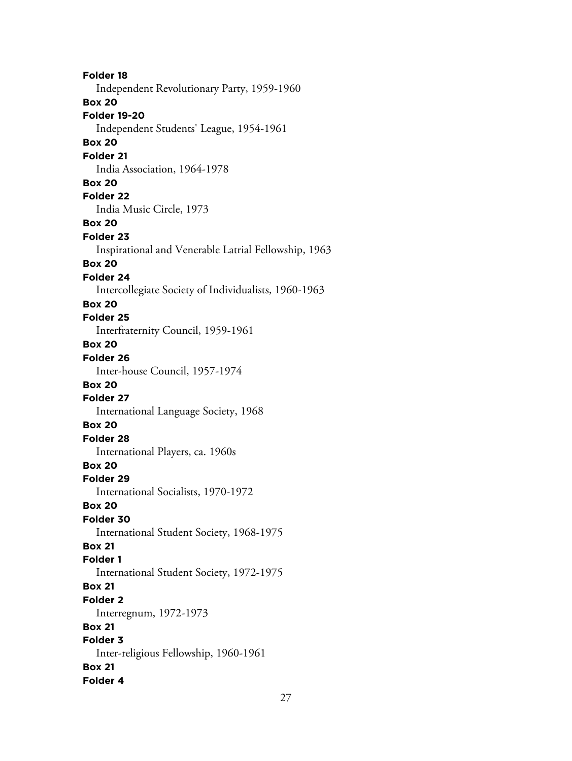**Folder 18**

Independent Revolutionary Party, 1959-1960

**Box 20**

**Folder 19-20**

Independent Students' League, 1954-1961

**Box 20**

**Folder 21**

India Association, 1964-1978

**Box 20**

**Folder 22**

India Music Circle, 1973

**Box 20**

**Folder 23**

Inspirational and Venerable Latrial Fellowship, 1963

**Box 20**

**Folder 24**

Intercollegiate Society of Individualists, 1960-1963

**Box 20**

**Folder 25**

Interfraternity Council, 1959-1961

**Box 20**

**Folder 26**

Inter-house Council, 1957-1974

**Box 20**

**Folder 27**

International Language Society, 1968

**Box 20**

**Folder 28**

International Players, ca. 1960s

**Box 20**

**Folder 29**

International Socialists, 1970-1972

**Box 20**

**Folder 30**

International Student Society, 1968-1975

**Box 21**

**Folder 1**

International Student Society, 1972-1975

**Box 21**

**Folder 2**

Interregnum, 1972-1973

**Box 21**

**Folder 3**

Inter-religious Fellowship, 1960-1961

**Box 21**

**Folder 4**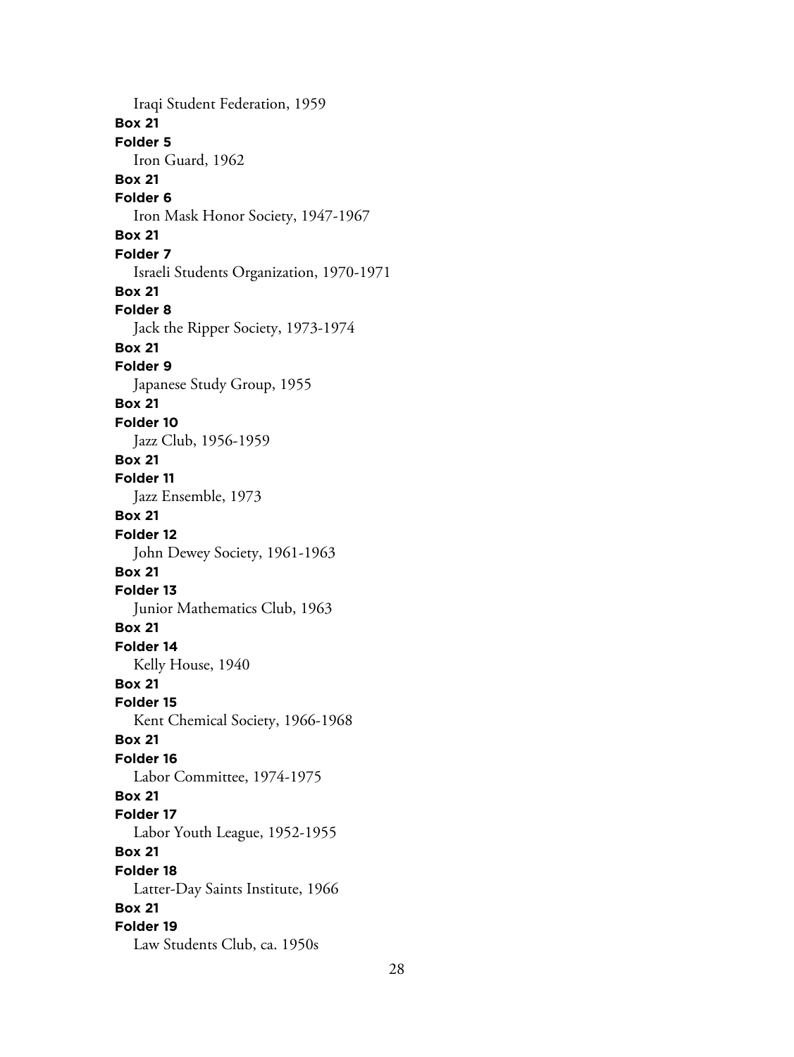Iraqi Student Federation, 1959

**Box 21**
**Folder 5**
Iron Guard, 1962

**Box 21**
**Folder 6**
Iron Mask Honor Society, 1947-1967

**Box 21**
**Folder 7**
Israeli Students Organization, 1970-1971

**Box 21**
**Folder 8**
Jack the Ripper Society, 1973-1974

**Box 21**
**Folder 9**
Japanese Study Group, 1955

**Box 21**
**Folder 10**
Jazz Club, 1956-1959

**Box 21**
**Folder 11**
Jazz Ensemble, 1973

**Box 21**
**Folder 12**
John Dewey Society, 1961-1963

**Box 21**
**Folder 13**
Junior Mathematics Club, 1963

**Box 21**
**Folder 14**
Kelly House, 1940

**Box 21**
**Folder 15**
Kent Chemical Society, 1966-1968

**Box 21**
**Folder 16**
Labor Committee, 1974-1975

**Box 21**
**Folder 17**
Labor Youth League, 1952-1955

**Box 21**
**Folder 18**
Latter-Day Saints Institute, 1966

**Box 21**
**Folder 19**
Law Students Club, ca. 1950s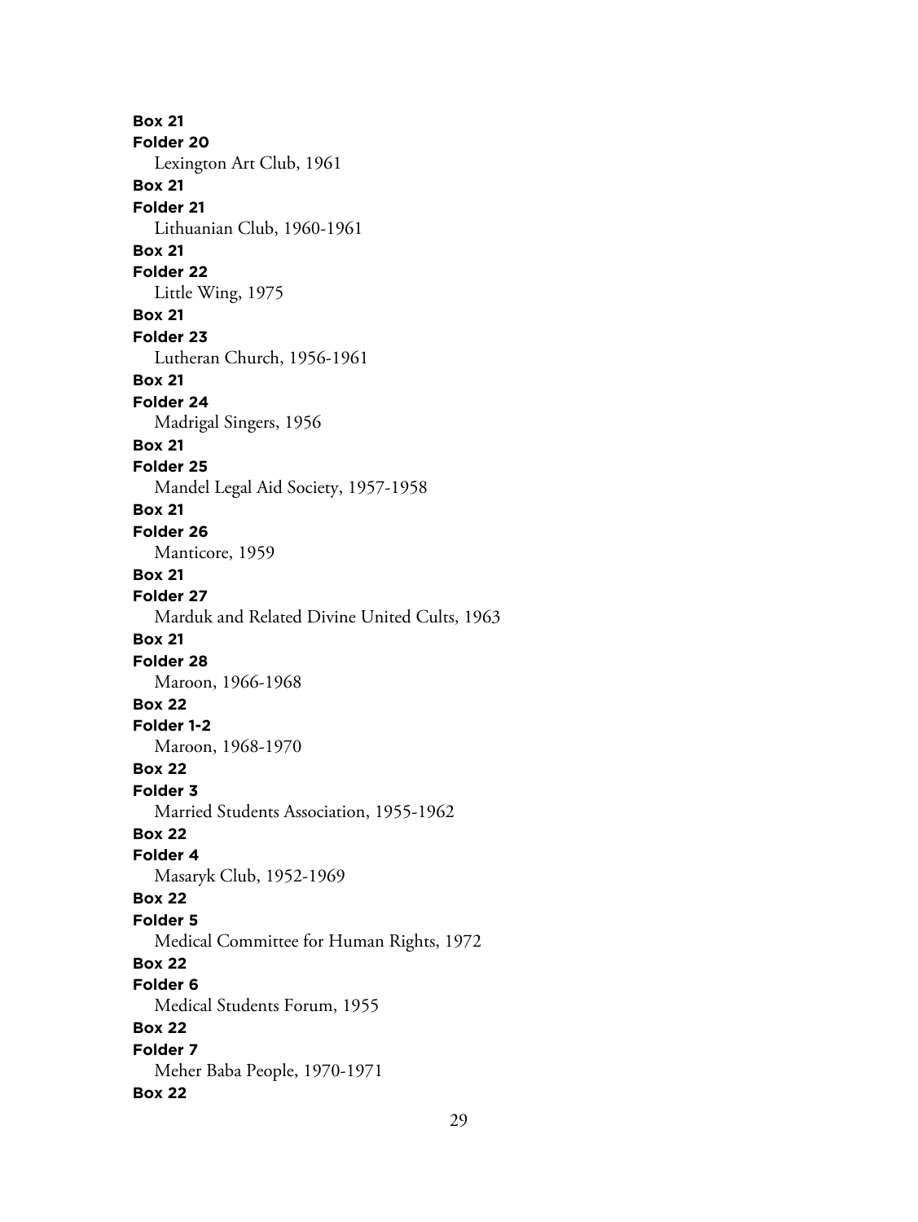**Box 21**
**Folder 20**
Lexington Art Club, 1961

**Box 21**
**Folder 21**
Lithuanian Club, 1960-1961

**Box 21**
**Folder 22**
Little Wing, 1975

**Box 21**
**Folder 23**
Lutheran Church, 1956-1961

**Box 21**
**Folder 24**
Madrigal Singers, 1956

**Box 21**
**Folder 25**
Mandel Legal Aid Society, 1957-1958

**Box 21**
**Folder 26**
Manticore, 1959

**Box 21**
**Folder 27**
Marduk and Related Divine United Cults, 1963

**Box 21**
**Folder 28**
Maroon, 1966-1968

**Box 22**
**Folder 1-2**
Maroon, 1968-1970

**Box 22**
**Folder 3**
Married Students Association, 1955-1962

**Box 22**
**Folder 4**
Masaryk Club, 1952-1969

**Box 22**
**Folder 5**
Medical Committee for Human Rights, 1972

**Box 22**
**Folder 6**
Medical Students Forum, 1955

**Box 22**
**Folder 7**
Meher Baba People, 1970-1971

**Box 22**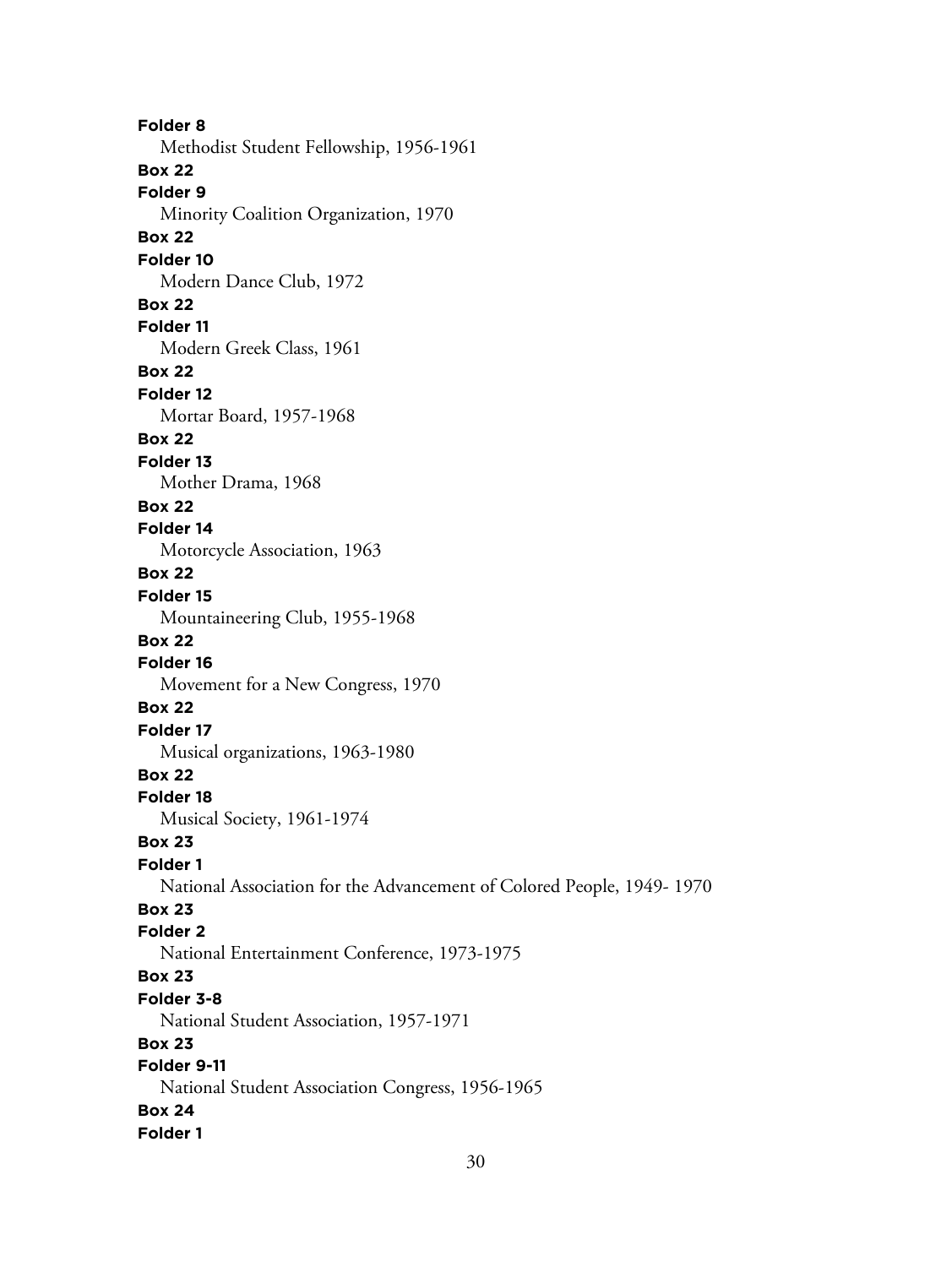**Folder 8**
Methodist Student Fellowship, 1956-1961
**Box 22**
**Folder 9**
Minority Coalition Organization, 1970
**Box 22**
**Folder 10**
Modern Dance Club, 1972
**Box 22**
**Folder 11**
Modern Greek Class, 1961
**Box 22**
**Folder 12**
Mortar Board, 1957-1968
**Box 22**
**Folder 13**
Mother Drama, 1968
**Box 22**
**Folder 14**
Motorcycle Association, 1963
**Box 22**
**Folder 15**
Mountaineering Club, 1955-1968
**Box 22**
**Folder 16**
Movement for a New Congress, 1970
**Box 22**
**Folder 17**
Musical organizations, 1963-1980
**Box 22**
**Folder 18**
Musical Society, 1961-1974
**Box 23**
**Folder 1**
National Association for the Advancement of Colored People, 1949- 1970
**Box 23**
**Folder 2**
National Entertainment Conference, 1973-1975
**Box 23**
**Folder 3-8**
National Student Association, 1957-1971
**Box 23**
**Folder 9-11**
National Student Association Congress, 1956-1965
**Box 24**
**Folder 1**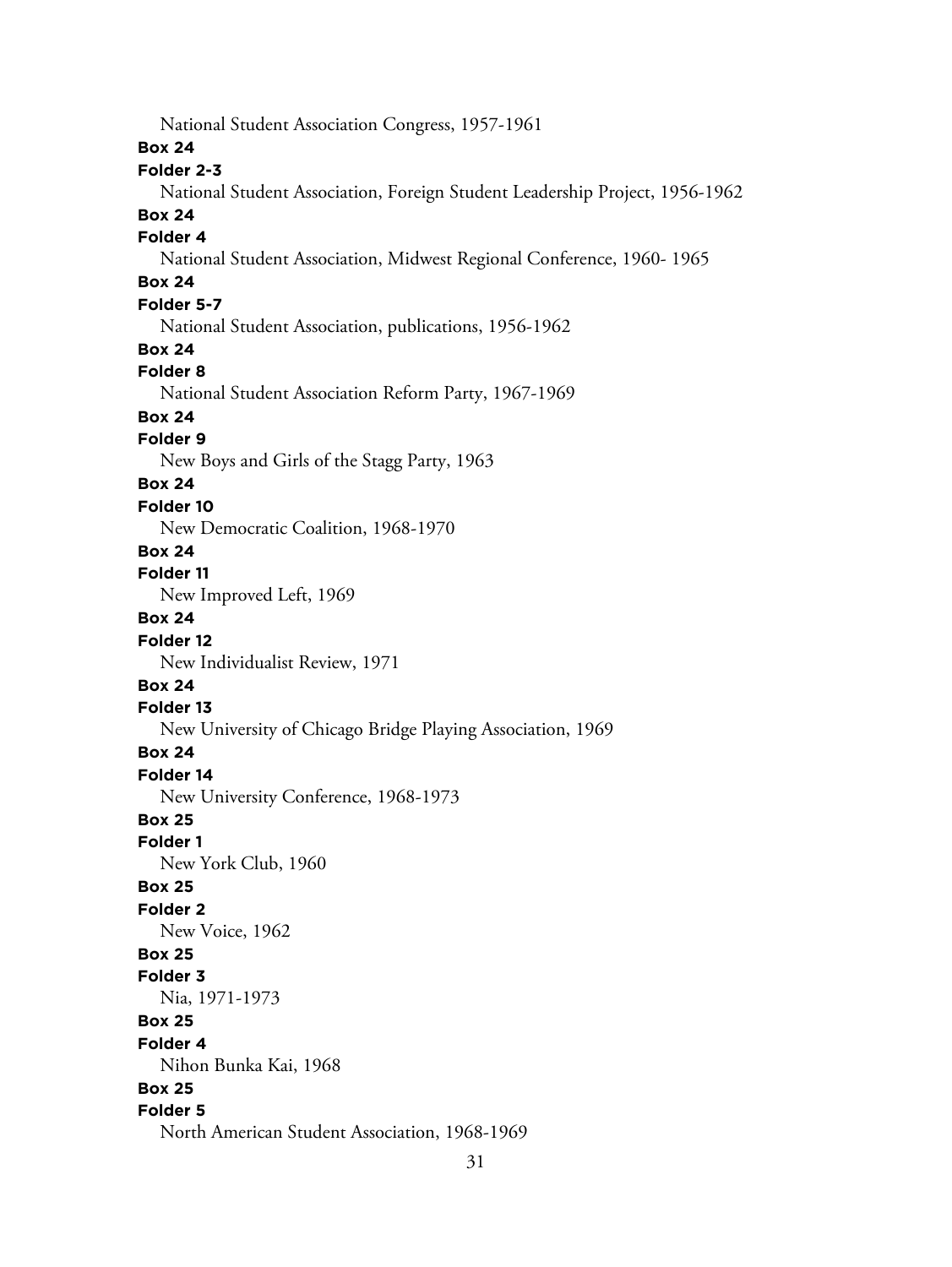National Student Association Congress, 1957-1961

**Box 24**
**Folder 2-3**
National Student Association, Foreign Student Leadership Project, 1956-1962

**Box 24**
**Folder 4**
National Student Association, Midwest Regional Conference, 1960- 1965

**Box 24**
**Folder 5-7**
National Student Association, publications, 1956-1962

**Box 24**
**Folder 8**
National Student Association Reform Party, 1967-1969

**Box 24**
**Folder 9**
New Boys and Girls of the Stagg Party, 1963

**Box 24**
**Folder 10**
New Democratic Coalition, 1968-1970

**Box 24**
**Folder 11**
New Improved Left, 1969

**Box 24**
**Folder 12**
New Individualist Review, 1971

**Box 24**
**Folder 13**
New University of Chicago Bridge Playing Association, 1969

**Box 24**
**Folder 14**
New University Conference, 1968-1973

**Box 25**
**Folder 1**
New York Club, 1960

**Box 25**
**Folder 2**
New Voice, 1962

**Box 25**
**Folder 3**
Nia, 1971-1973

**Box 25**
**Folder 4**
Nihon Bunka Kai, 1968

**Box 25**
**Folder 5**
North American Student Association, 1968-1969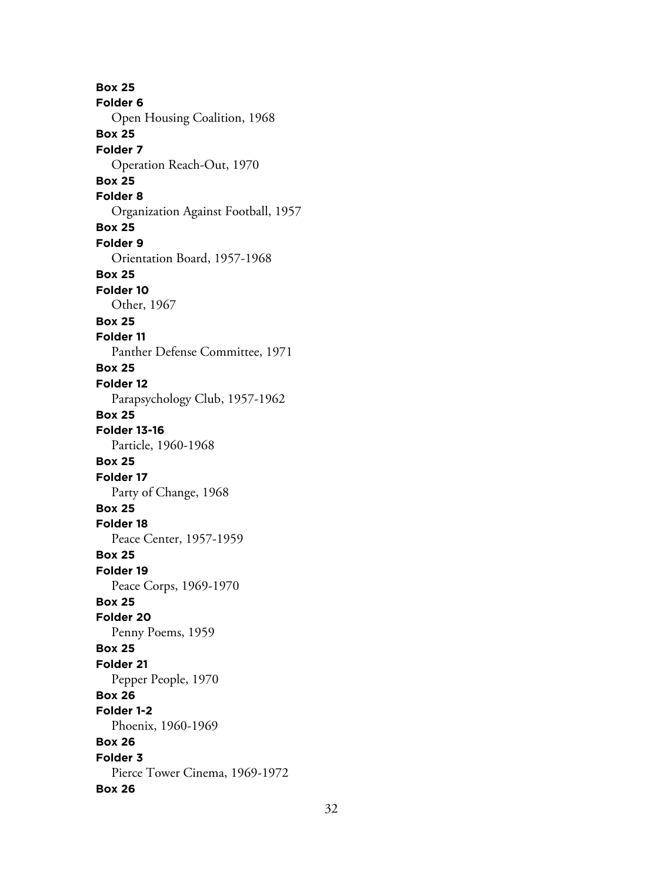**Box 25**
**Folder 6**
Open Housing Coalition, 1968
**Box 25**
**Folder 7**
Operation Reach-Out, 1970
**Box 25**
**Folder 8**
Organization Against Football, 1957
**Box 25**
**Folder 9**
Orientation Board, 1957-1968
**Box 25**
**Folder 10**
Other, 1967
**Box 25**
**Folder 11**
Panther Defense Committee, 1971
**Box 25**
**Folder 12**
Parapsychology Club, 1957-1962
**Box 25**
**Folder 13-16**
Particle, 1960-1968
**Box 25**
**Folder 17**
Party of Change, 1968
**Box 25**
**Folder 18**
Peace Center, 1957-1959
**Box 25**
**Folder 19**
Peace Corps, 1969-1970
**Box 25**
**Folder 20**
Penny Poems, 1959
**Box 25**
**Folder 21**
Pepper People, 1970
**Box 26**
**Folder 1-2**
Phoenix, 1960-1969
**Box 26**
**Folder 3**
Pierce Tower Cinema, 1969-1972
**Box 26**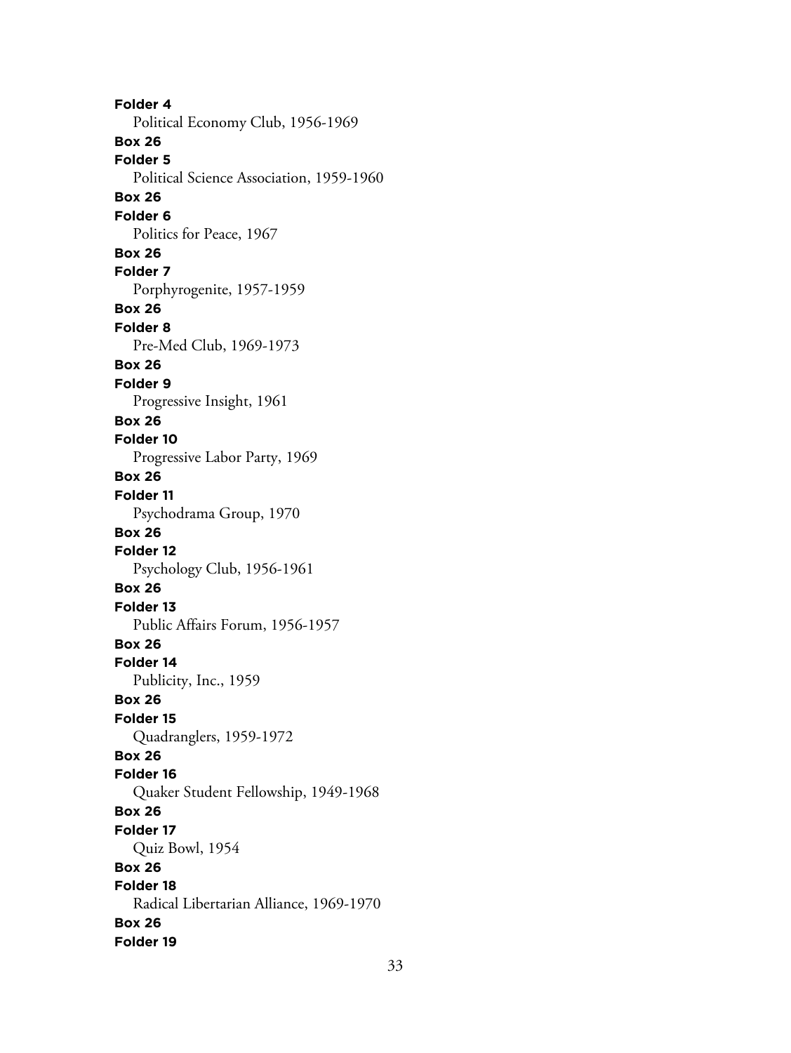**Folder 4**
Political Economy Club, 1956-1969

**Box 26**
**Folder 5**
Political Science Association, 1959-1960

**Box 26**
**Folder 6**
Politics for Peace, 1967

**Box 26**
**Folder 7**
Porphyrogenite, 1957-1959

**Box 26**
**Folder 8**
Pre-Med Club, 1969-1973

**Box 26**
**Folder 9**
Progressive Insight, 1961

**Box 26**
**Folder 10**
Progressive Labor Party, 1969

**Box 26**
**Folder 11**
Psychodrama Group, 1970

**Box 26**
**Folder 12**
Psychology Club, 1956-1961

**Box 26**
**Folder 13**
Public Affairs Forum, 1956-1957

**Box 26**
**Folder 14**
Publicity, Inc., 1959

**Box 26**
**Folder 15**
Quadranglers, 1959-1972

**Box 26**
**Folder 16**
Quaker Student Fellowship, 1949-1968

**Box 26**
**Folder 17**
Quiz Bowl, 1954

**Box 26**
**Folder 18**
Radical Libertarian Alliance, 1969-1970

**Box 26**
**Folder 19**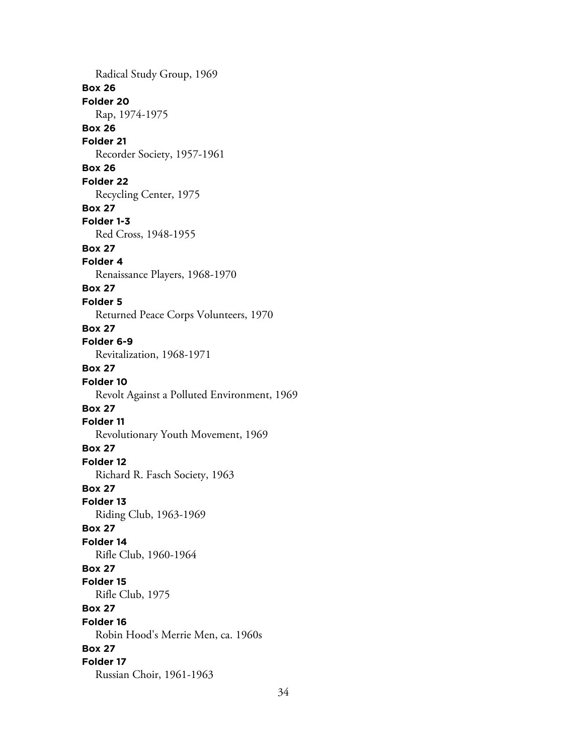Radical Study Group, 1969

**Box 26**
**Folder 20**
Rap, 1974-1975

**Box 26**
**Folder 21**
Recorder Society, 1957-1961

**Box 26**
**Folder 22**
Recycling Center, 1975

**Box 27**
**Folder 1-3**
Red Cross, 1948-1955

**Box 27**
**Folder 4**
Renaissance Players, 1968-1970

**Box 27**
**Folder 5**
Returned Peace Corps Volunteers, 1970

**Box 27**
**Folder 6-9**
Revitalization, 1968-1971

**Box 27**
**Folder 10**
Revolt Against a Polluted Environment, 1969

**Box 27**
**Folder 11**
Revolutionary Youth Movement, 1969

**Box 27**
**Folder 12**
Richard R. Fasch Society, 1963

**Box 27**
**Folder 13**
Riding Club, 1963-1969

**Box 27**
**Folder 14**
Rifle Club, 1960-1964

**Box 27**
**Folder 15**
Rifle Club, 1975

**Box 27**
**Folder 16**
Robin Hood's Merrie Men, ca. 1960s

**Box 27**
**Folder 17**
Russian Choir, 1961-1963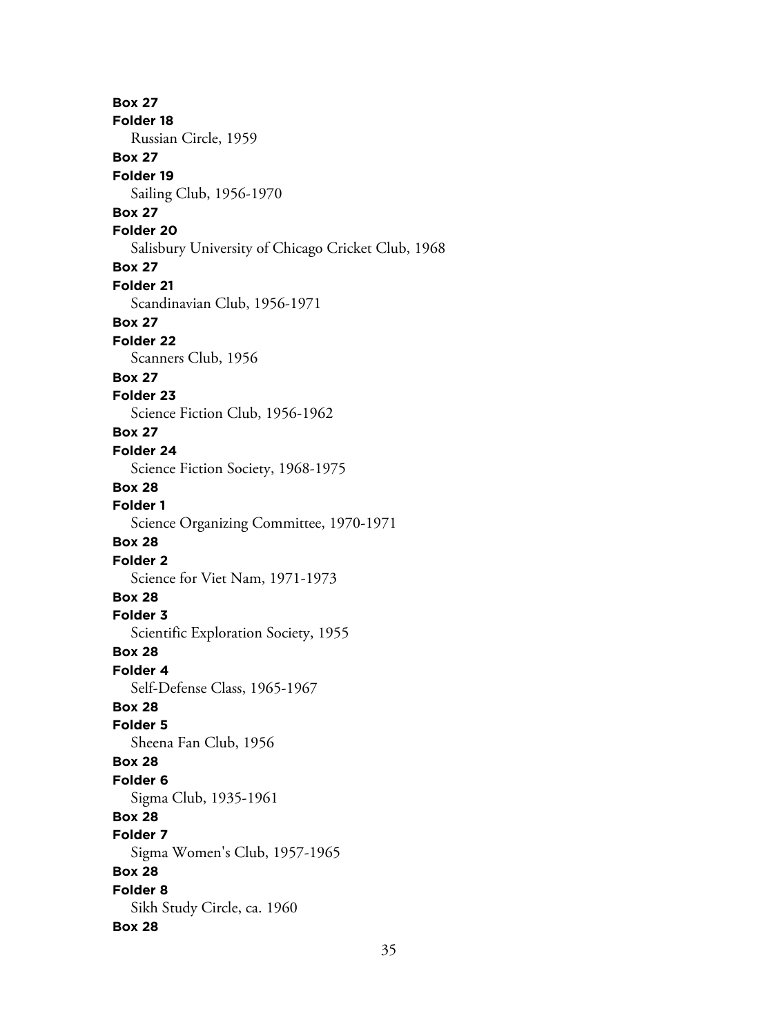**Box 27**
**Folder 18**
Russian Circle, 1959
**Box 27**
**Folder 19**
Sailing Club, 1956-1970
**Box 27**
**Folder 20**
Salisbury University of Chicago Cricket Club, 1968
**Box 27**
**Folder 21**
Scandinavian Club, 1956-1971
**Box 27**
**Folder 22**
Scanners Club, 1956
**Box 27**
**Folder 23**
Science Fiction Club, 1956-1962
**Box 27**
**Folder 24**
Science Fiction Society, 1968-1975
**Box 28**
**Folder 1**
Science Organizing Committee, 1970-1971
**Box 28**
**Folder 2**
Science for Viet Nam, 1971-1973
**Box 28**
**Folder 3**
Scientific Exploration Society, 1955
**Box 28**
**Folder 4**
Self-Defense Class, 1965-1967
**Box 28**
**Folder 5**
Sheena Fan Club, 1956
**Box 28**
**Folder 6**
Sigma Club, 1935-1961
**Box 28**
**Folder 7**
Sigma Women's Club, 1957-1965
**Box 28**
**Folder 8**
Sikh Study Circle, ca. 1960
**Box 28**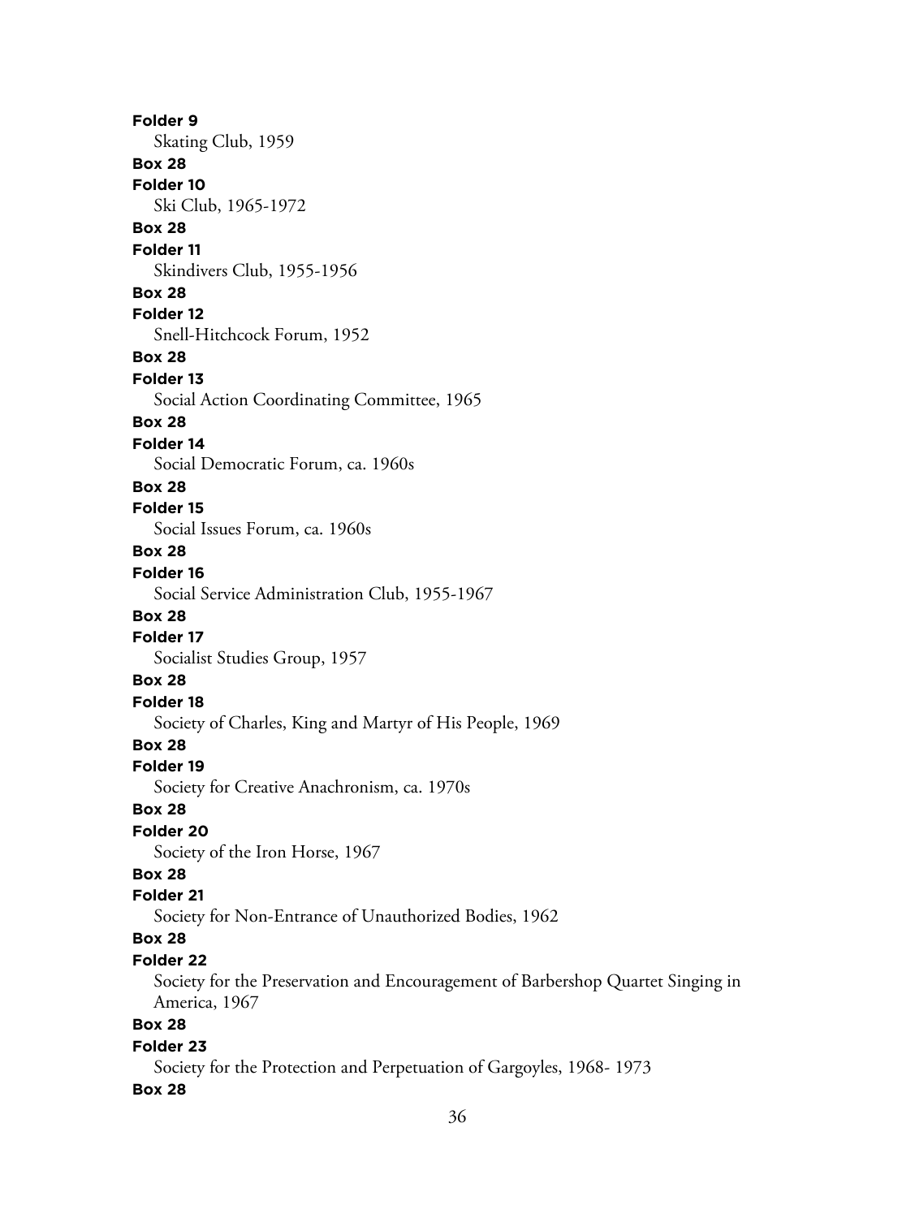**Folder 9**

Skating Club, 1959

**Box 28**

**Folder 10**

Ski Club, 1965-1972

**Box 28**

**Folder 11**

Skindivers Club, 1955-1956

**Box 28**

**Folder 12**

Snell-Hitchcock Forum, 1952

**Box 28**

**Folder 13**

Social Action Coordinating Committee, 1965

**Box 28**

**Folder 14**

Social Democratic Forum, ca. 1960s

**Box 28**

**Folder 15**

Social Issues Forum, ca. 1960s

**Box 28**

**Folder 16**

Social Service Administration Club, 1955-1967

**Box 28**

**Folder 17**

Socialist Studies Group, 1957

**Box 28**

**Folder 18**

Society of Charles, King and Martyr of His People, 1969

**Box 28**

**Folder 19**

Society for Creative Anachronism, ca. 1970s

**Box 28**

**Folder 20**

Society of the Iron Horse, 1967

**Box 28**

**Folder 21**

Society for Non-Entrance of Unauthorized Bodies, 1962

**Box 28**

**Folder 22**

Society for the Preservation and Encouragement of Barbershop Quartet Singing in America, 1967

**Box 28**

**Folder 23**

Society for the Protection and Perpetuation of Gargoyles, 1968- 1973

**Box 28**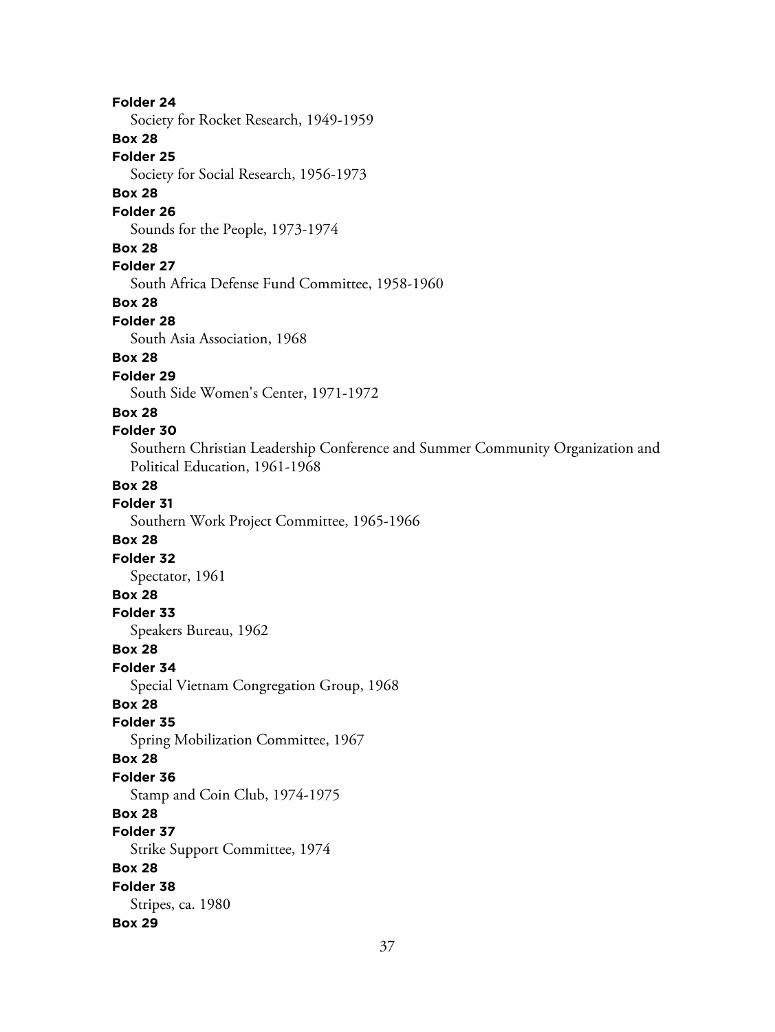**Folder 24**

Society for Rocket Research, 1949-1959

**Box 28**

**Folder 25**

Society for Social Research, 1956-1973

**Box 28**

**Folder 26**

Sounds for the People, 1973-1974

**Box 28**

**Folder 27**

South Africa Defense Fund Committee, 1958-1960

**Box 28**

**Folder 28**

South Asia Association, 1968

**Box 28**

**Folder 29**

South Side Women's Center, 1971-1972

**Box 28**

**Folder 30**

Southern Christian Leadership Conference and Summer Community Organization and Political Education, 1961-1968

**Box 28**

**Folder 31**

Southern Work Project Committee, 1965-1966

**Box 28**

**Folder 32**

Spectator, 1961

**Box 28**

**Folder 33**

Speakers Bureau, 1962

**Box 28**

**Folder 34**

Special Vietnam Congregation Group, 1968

**Box 28**

**Folder 35**

Spring Mobilization Committee, 1967

**Box 28**

**Folder 36**

Stamp and Coin Club, 1974-1975

**Box 28**

**Folder 37**

Strike Support Committee, 1974

**Box 28**

**Folder 38**

Stripes, ca. 1980

**Box 29**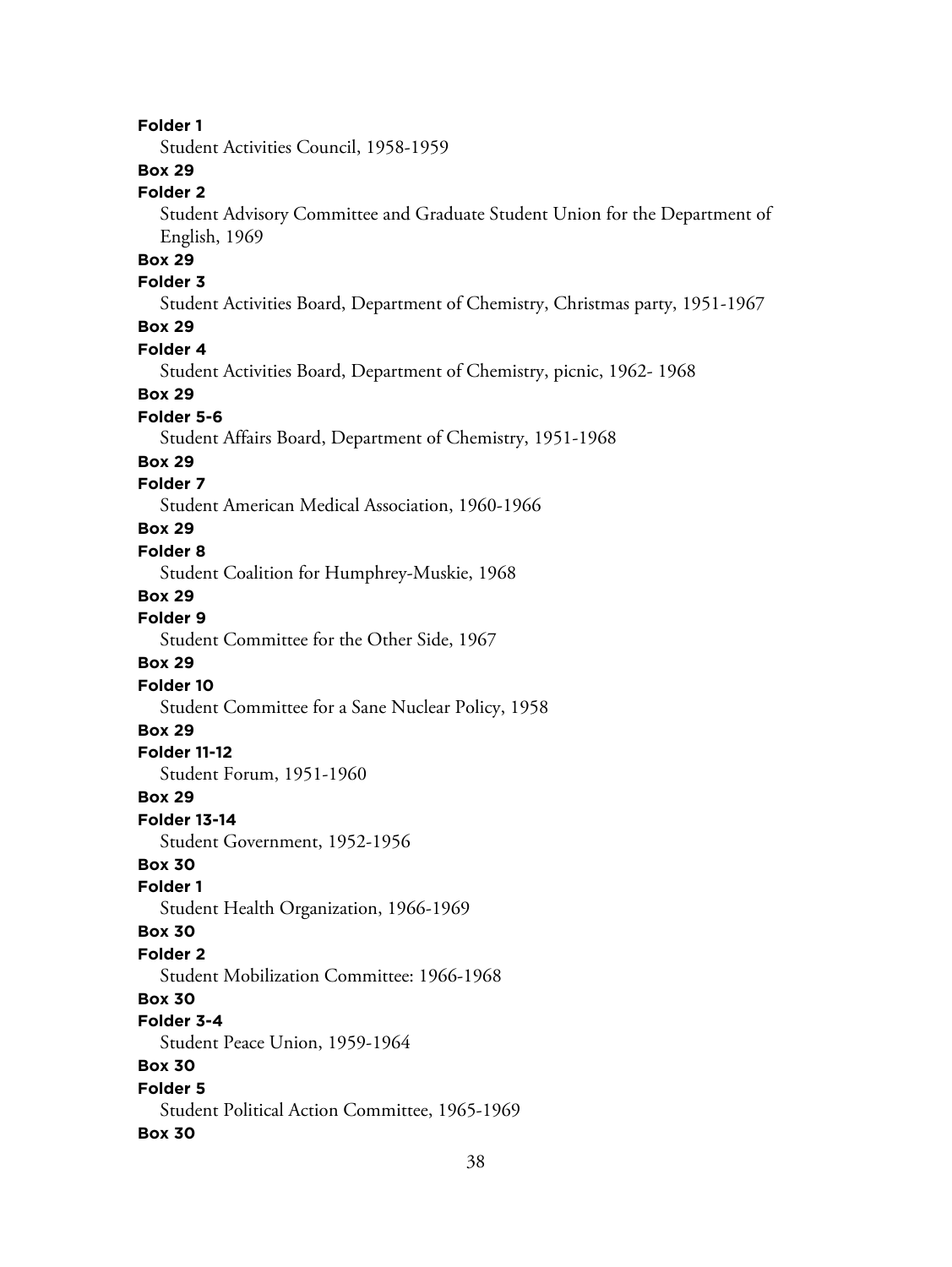**Folder 1**
Student Activities Council, 1958-1959

**Box 29**
**Folder 2**
Student Advisory Committee and Graduate Student Union for the Department of English, 1969

**Box 29**
**Folder 3**
Student Activities Board, Department of Chemistry, Christmas party, 1951-1967

**Box 29**
**Folder 4**
Student Activities Board, Department of Chemistry, picnic, 1962- 1968

**Box 29**
**Folder 5-6**
Student Affairs Board, Department of Chemistry, 1951-1968

**Box 29**
**Folder 7**
Student American Medical Association, 1960-1966

**Box 29**
**Folder 8**
Student Coalition for Humphrey-Muskie, 1968

**Box 29**
**Folder 9**
Student Committee for the Other Side, 1967

**Box 29**
**Folder 10**
Student Committee for a Sane Nuclear Policy, 1958

**Box 29**
**Folder 11-12**
Student Forum, 1951-1960

**Box 29**
**Folder 13-14**
Student Government, 1952-1956

**Box 30**
**Folder 1**
Student Health Organization, 1966-1969

**Box 30**
**Folder 2**
Student Mobilization Committee: 1966-1968

**Box 30**
**Folder 3-4**
Student Peace Union, 1959-1964

**Box 30**
**Folder 5**
Student Political Action Committee, 1965-1969

**Box 30**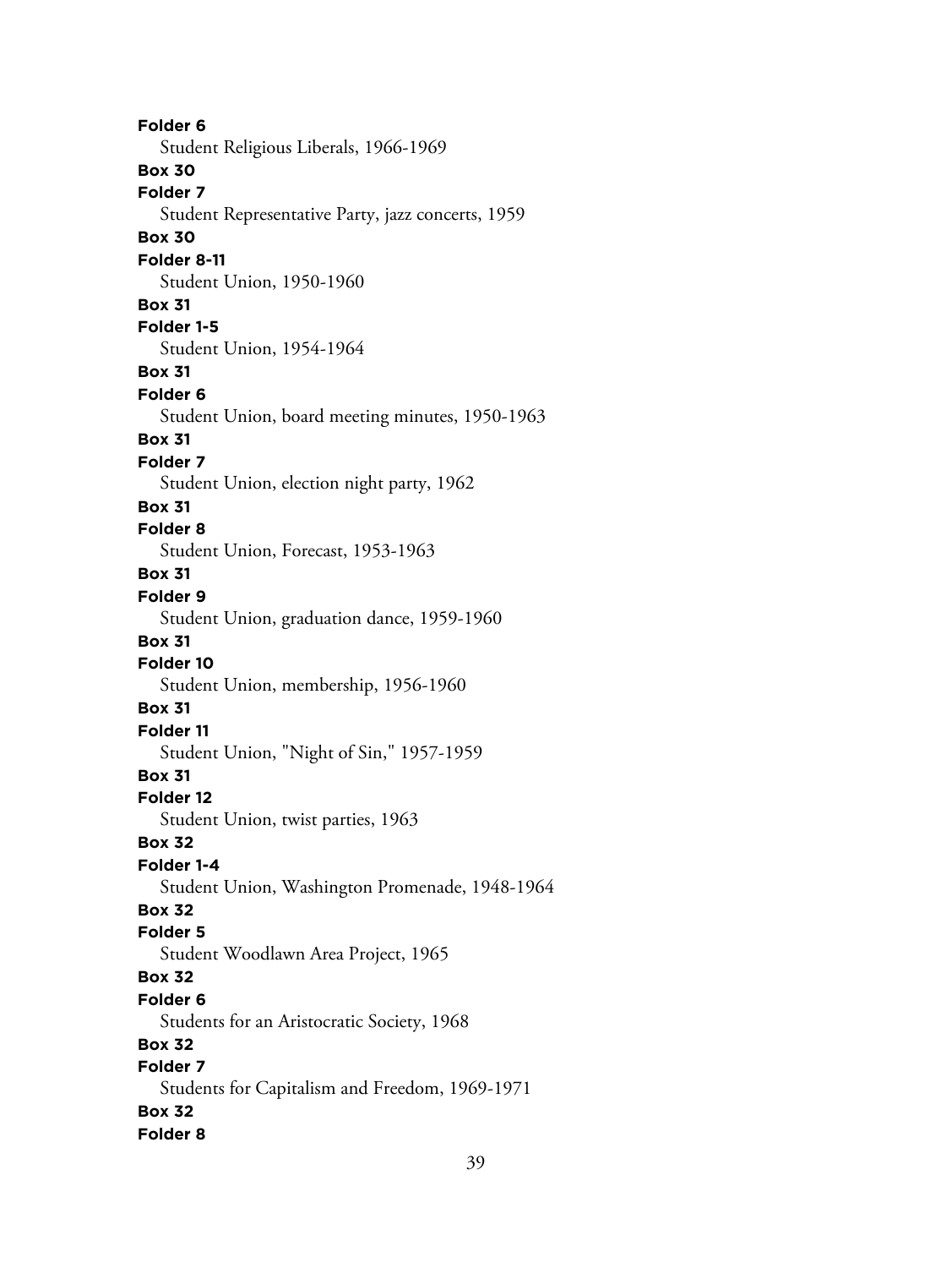**Folder 6**
Student Religious Liberals, 1966-1969

**Box 30**
**Folder 7**
Student Representative Party, jazz concerts, 1959

**Box 30**
**Folder 8-11**
Student Union, 1950-1960

**Box 31**
**Folder 1-5**
Student Union, 1954-1964

**Box 31**
**Folder 6**
Student Union, board meeting minutes, 1950-1963

**Box 31**
**Folder 7**
Student Union, election night party, 1962

**Box 31**
**Folder 8**
Student Union, Forecast, 1953-1963

**Box 31**
**Folder 9**
Student Union, graduation dance, 1959-1960

**Box 31**
**Folder 10**
Student Union, membership, 1956-1960

**Box 31**
**Folder 11**
Student Union, "Night of Sin," 1957-1959

**Box 31**
**Folder 12**
Student Union, twist parties, 1963

**Box 32**
**Folder 1-4**
Student Union, Washington Promenade, 1948-1964

**Box 32**
**Folder 5**
Student Woodlawn Area Project, 1965

**Box 32**
**Folder 6**
Students for an Aristocratic Society, 1968

**Box 32**
**Folder 7**
Students for Capitalism and Freedom, 1969-1971

**Box 32**
**Folder 8**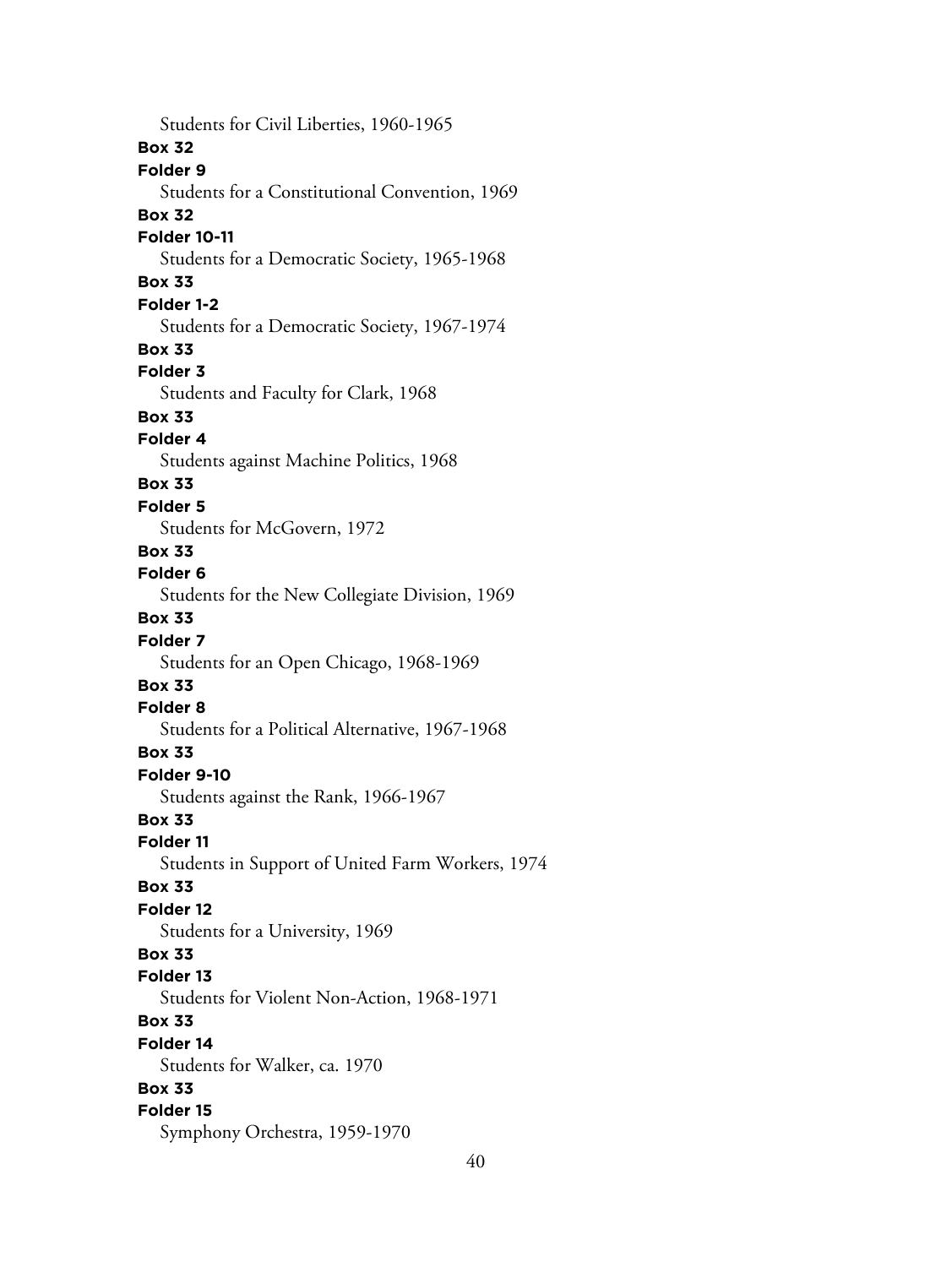Students for Civil Liberties, 1960-1965

**Box 32**
**Folder 9**
Students for a Constitutional Convention, 1969

**Box 32**
**Folder 10-11**
Students for a Democratic Society, 1965-1968

**Box 33**
**Folder 1-2**
Students for a Democratic Society, 1967-1974

**Box 33**
**Folder 3**
Students and Faculty for Clark, 1968

**Box 33**
**Folder 4**
Students against Machine Politics, 1968

**Box 33**
**Folder 5**
Students for McGovern, 1972

**Box 33**
**Folder 6**
Students for the New Collegiate Division, 1969

**Box 33**
**Folder 7**
Students for an Open Chicago, 1968-1969

**Box 33**
**Folder 8**
Students for a Political Alternative, 1967-1968

**Box 33**
**Folder 9-10**
Students against the Rank, 1966-1967

**Box 33**
**Folder 11**
Students in Support of United Farm Workers, 1974

**Box 33**
**Folder 12**
Students for a University, 1969

**Box 33**
**Folder 13**
Students for Violent Non-Action, 1968-1971

**Box 33**
**Folder 14**
Students for Walker, ca. 1970

**Box 33**
**Folder 15**
Symphony Orchestra, 1959-1970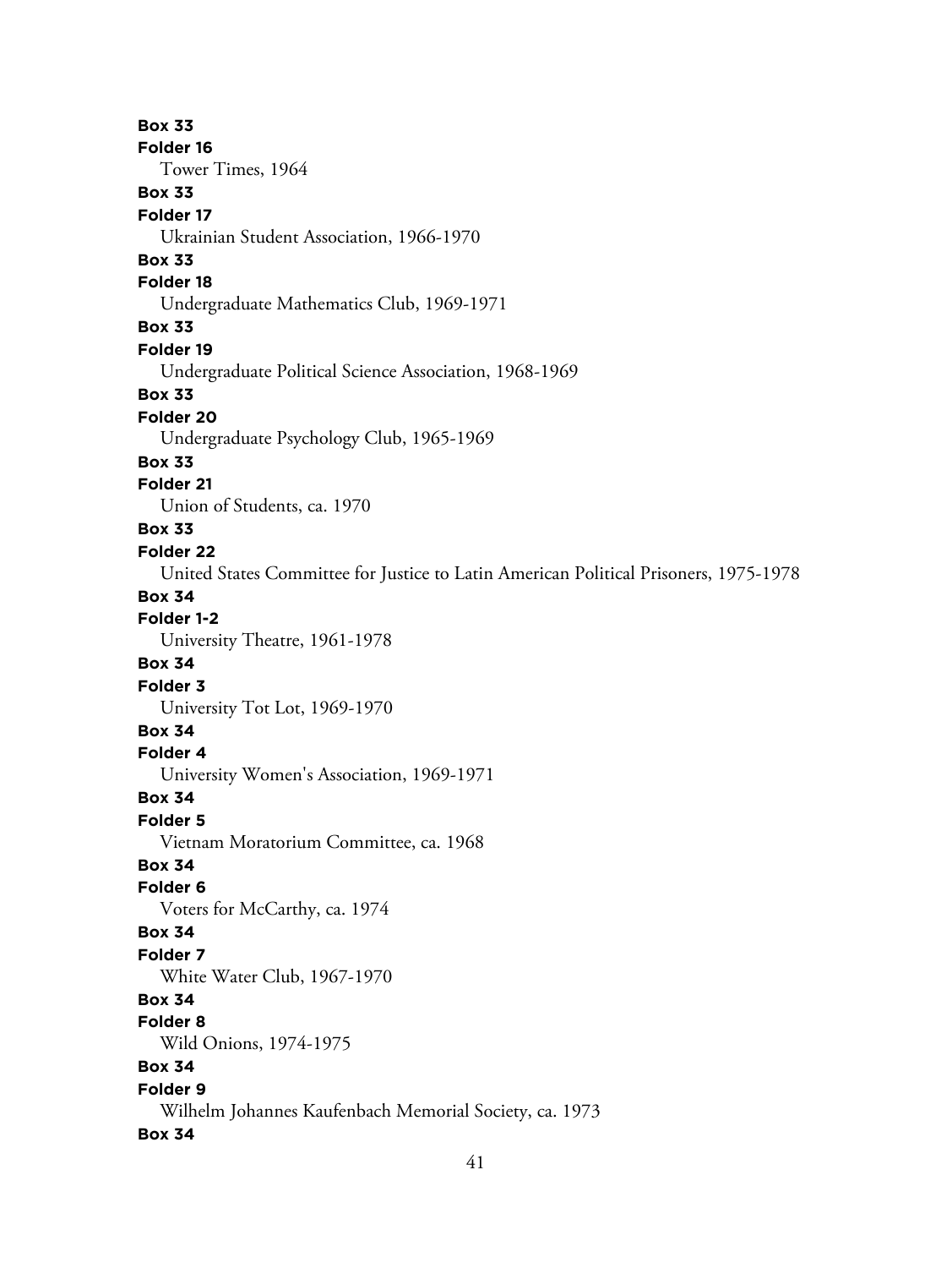**Box 33**
**Folder 16**
Tower Times, 1964
**Box 33**
**Folder 17**
Ukrainian Student Association, 1966-1970
**Box 33**
**Folder 18**
Undergraduate Mathematics Club, 1969-1971
**Box 33**
**Folder 19**
Undergraduate Political Science Association, 1968-1969
**Box 33**
**Folder 20**
Undergraduate Psychology Club, 1965-1969
**Box 33**
**Folder 21**
Union of Students, ca. 1970
**Box 33**
**Folder 22**
United States Committee for Justice to Latin American Political Prisoners, 1975-1978
**Box 34**
**Folder 1-2**
University Theatre, 1961-1978
**Box 34**
**Folder 3**
University Tot Lot, 1969-1970
**Box 34**
**Folder 4**
University Women's Association, 1969-1971
**Box 34**
**Folder 5**
Vietnam Moratorium Committee, ca. 1968
**Box 34**
**Folder 6**
Voters for McCarthy, ca. 1974
**Box 34**
**Folder 7**
White Water Club, 1967-1970
**Box 34**
**Folder 8**
Wild Onions, 1974-1975
**Box 34**
**Folder 9**
Wilhelm Johannes Kaufenbach Memorial Society, ca. 1973
**Box 34**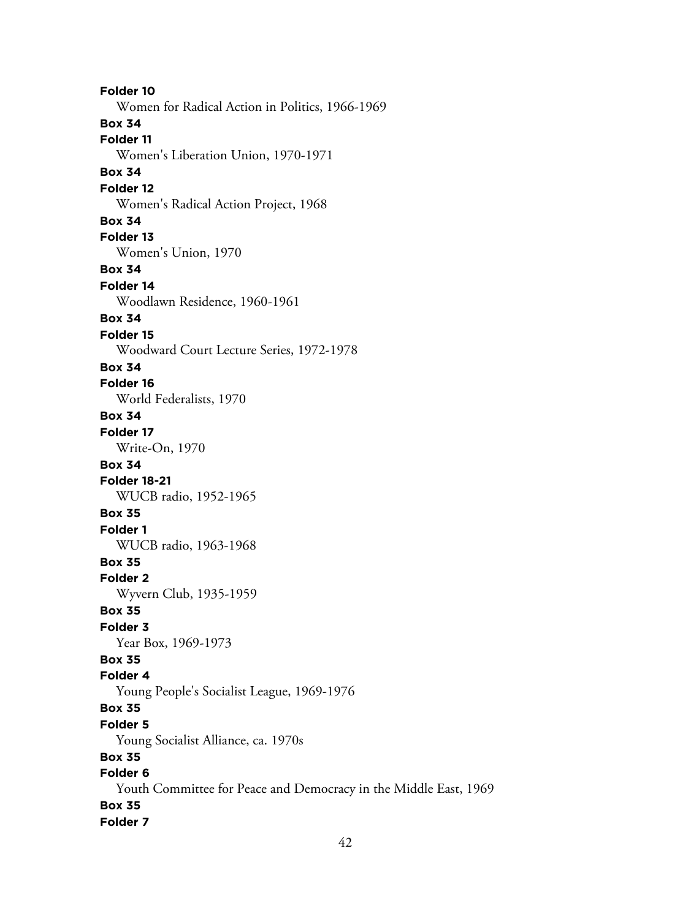**Folder 10**
Women for Radical Action in Politics, 1966-1969
**Box 34**
**Folder 11**
Women's Liberation Union, 1970-1971
**Box 34**
**Folder 12**
Women's Radical Action Project, 1968
**Box 34**
**Folder 13**
Women's Union, 1970
**Box 34**
**Folder 14**
Woodlawn Residence, 1960-1961
**Box 34**
**Folder 15**
Woodward Court Lecture Series, 1972-1978
**Box 34**
**Folder 16**
World Federalists, 1970
**Box 34**
**Folder 17**
Write-On, 1970
**Box 34**
**Folder 18-21**
WUCB radio, 1952-1965
**Box 35**
**Folder 1**
WUCB radio, 1963-1968
**Box 35**
**Folder 2**
Wyvern Club, 1935-1959
**Box 35**
**Folder 3**
Year Box, 1969-1973
**Box 35**
**Folder 4**
Young People's Socialist League, 1969-1976
**Box 35**
**Folder 5**
Young Socialist Alliance, ca. 1970s
**Box 35**
**Folder 6**
Youth Committee for Peace and Democracy in the Middle East, 1969
**Box 35**
**Folder 7**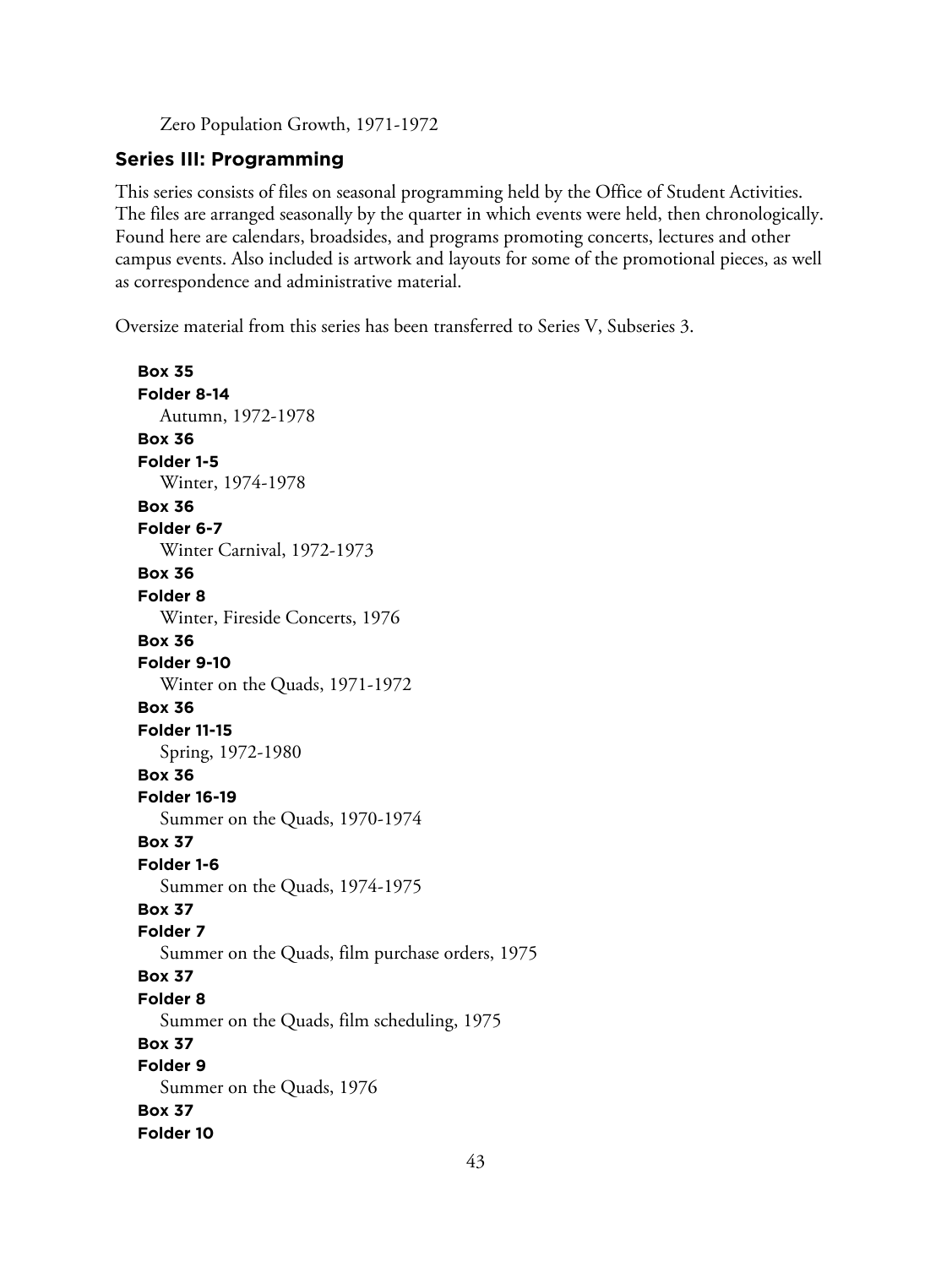Zero Population Growth, 1971-1972

## Series III: Programming

This series consists of files on seasonal programming held by the Office of Student Activities. The files are arranged seasonally by the quarter in which events were held, then chronologically. Found here are calendars, broadsides, and programs promoting concerts, lectures and other campus events. Also included is artwork and layouts for some of the promotional pieces, as well as correspondence and administrative material.

Oversize material from this series has been transferred to Series V, Subseries 3.

**Box 35**
**Folder 8-14**
Autumn, 1972-1978

**Box 36**
**Folder 1-5**
Winter, 1974-1978

**Box 36**
**Folder 6-7**
Winter Carnival, 1972-1973

**Box 36**
**Folder 8**
Winter, Fireside Concerts, 1976

**Box 36**
**Folder 9-10**
Winter on the Quads, 1971-1972

**Box 36**
**Folder 11-15**
Spring, 1972-1980

**Box 36**
**Folder 16-19**
Summer on the Quads, 1970-1974

**Box 37**
**Folder 1-6**
Summer on the Quads, 1974-1975

**Box 37**
**Folder 7**
Summer on the Quads, film purchase orders, 1975

**Box 37**
**Folder 8**
Summer on the Quads, film scheduling, 1975

**Box 37**
**Folder 9**
Summer on the Quads, 1976

**Box 37**
**Folder 10**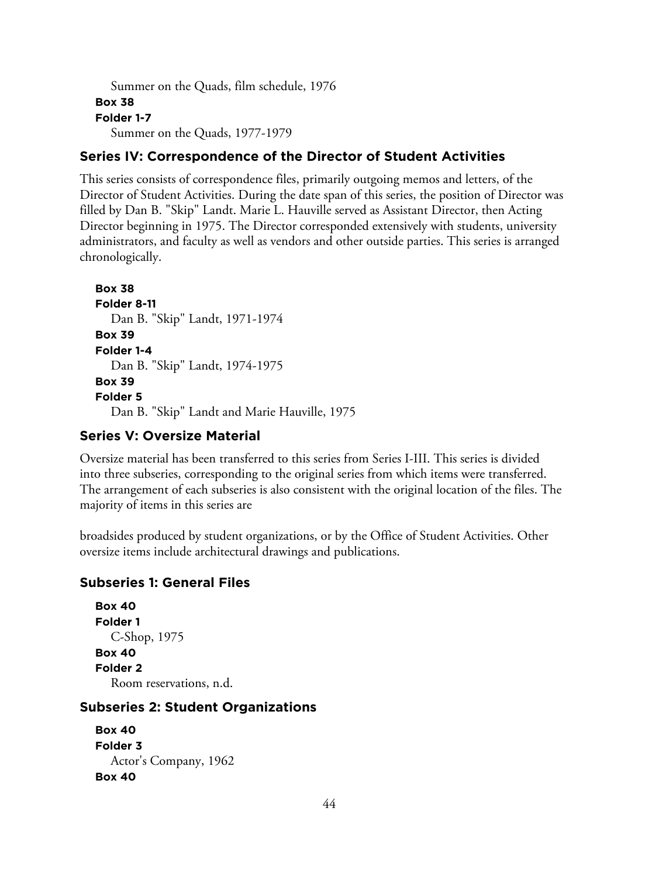Summer on the Quads, film schedule, 1976

**Box 38**
**Folder 1-7**
Summer on the Quads, 1977-1979

## Series IV: Correspondence of the Director of Student Activities

This series consists of correspondence files, primarily outgoing memos and letters, of the Director of Student Activities. During the date span of this series, the position of Director was filled by Dan B. "Skip" Landt. Marie L. Hauville served as Assistant Director, then Acting Director beginning in 1975. The Director corresponded extensively with students, university administrators, and faculty as well as vendors and other outside parties. This series is arranged chronologically.

**Box 38**
**Folder 8-11**
Dan B. "Skip" Landt, 1971-1974

**Box 39**
**Folder 1-4**
Dan B. "Skip" Landt, 1974-1975

**Box 39**
**Folder 5**
Dan B. "Skip" Landt and Marie Hauville, 1975

## Series V: Oversize Material

Oversize material has been transferred to this series from Series I-III. This series is divided into three subseries, corresponding to the original series from which items were transferred. The arrangement of each subseries is also consistent with the original location of the files. The majority of items in this series are

broadsides produced by student organizations, or by the Office of Student Activities. Other oversize items include architectural drawings and publications.

### Subseries 1: General Files

**Box 40**
**Folder 1**
C-Shop, 1975

**Box 40**
**Folder 2**
Room reservations, n.d.

### Subseries 2: Student Organizations

**Box 40**
**Folder 3**
Actor's Company, 1962

**Box 40**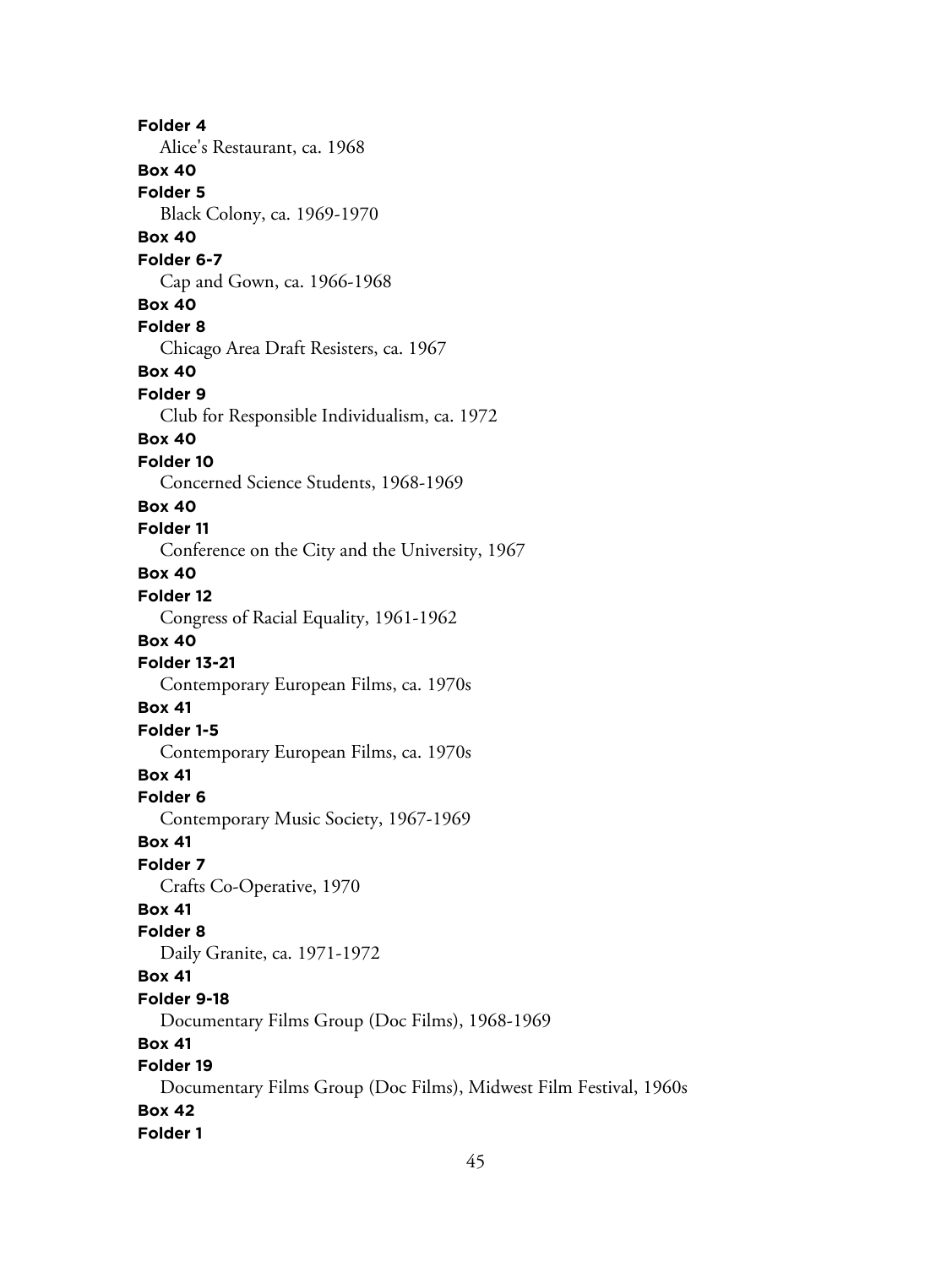**Folder 4**
Alice's Restaurant, ca. 1968
**Box 40**
**Folder 5**
Black Colony, ca. 1969-1970
**Box 40**
**Folder 6-7**
Cap and Gown, ca. 1966-1968
**Box 40**
**Folder 8**
Chicago Area Draft Resisters, ca. 1967
**Box 40**
**Folder 9**
Club for Responsible Individualism, ca. 1972
**Box 40**
**Folder 10**
Concerned Science Students, 1968-1969
**Box 40**
**Folder 11**
Conference on the City and the University, 1967
**Box 40**
**Folder 12**
Congress of Racial Equality, 1961-1962
**Box 40**
**Folder 13-21**
Contemporary European Films, ca. 1970s
**Box 41**
**Folder 1-5**
Contemporary European Films, ca. 1970s
**Box 41**
**Folder 6**
Contemporary Music Society, 1967-1969
**Box 41**
**Folder 7**
Crafts Co-Operative, 1970
**Box 41**
**Folder 8**
Daily Granite, ca. 1971-1972
**Box 41**
**Folder 9-18**
Documentary Films Group (Doc Films), 1968-1969
**Box 41**
**Folder 19**
Documentary Films Group (Doc Films), Midwest Film Festival, 1960s
**Box 42**
**Folder 1**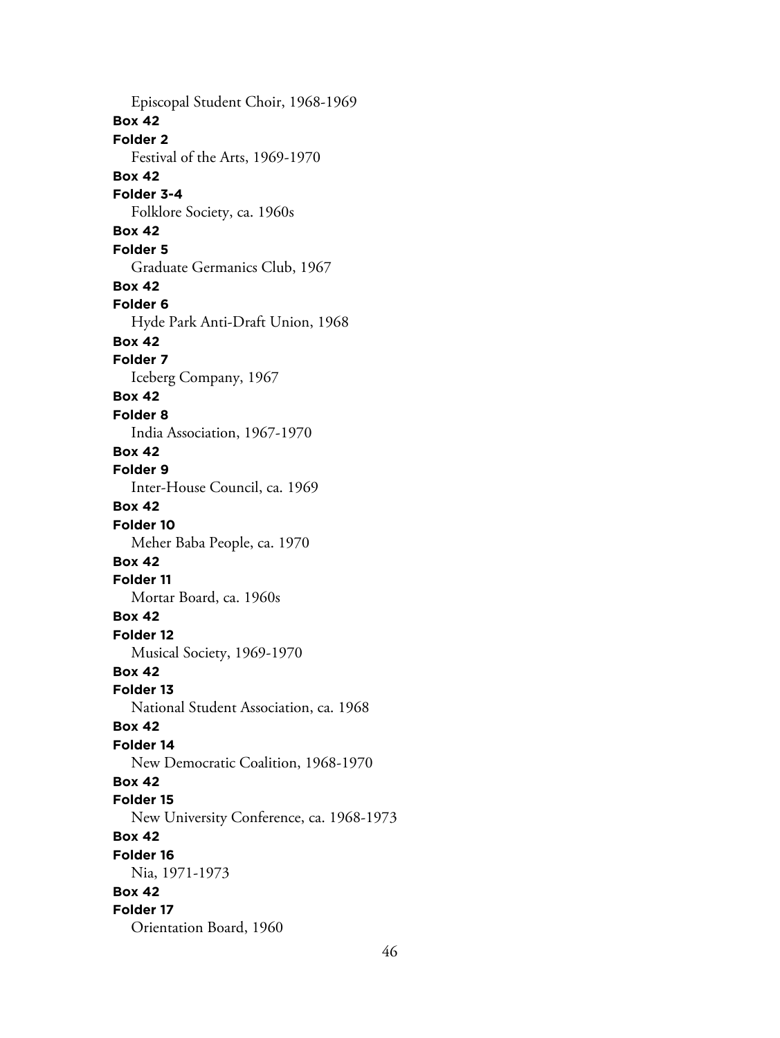Episcopal Student Choir, 1968-1969

**Box 42**
**Folder 2**
Festival of the Arts, 1969-1970

**Box 42**
**Folder 3-4**
Folklore Society, ca. 1960s

**Box 42**
**Folder 5**
Graduate Germanics Club, 1967

**Box 42**
**Folder 6**
Hyde Park Anti-Draft Union, 1968

**Box 42**
**Folder 7**
Iceberg Company, 1967

**Box 42**
**Folder 8**
India Association, 1967-1970

**Box 42**
**Folder 9**
Inter-House Council, ca. 1969

**Box 42**
**Folder 10**
Meher Baba People, ca. 1970

**Box 42**
**Folder 11**
Mortar Board, ca. 1960s

**Box 42**
**Folder 12**
Musical Society, 1969-1970

**Box 42**
**Folder 13**
National Student Association, ca. 1968

**Box 42**
**Folder 14**
New Democratic Coalition, 1968-1970

**Box 42**
**Folder 15**
New University Conference, ca. 1968-1973

**Box 42**
**Folder 16**
Nia, 1971-1973

**Box 42**
**Folder 17**
Orientation Board, 1960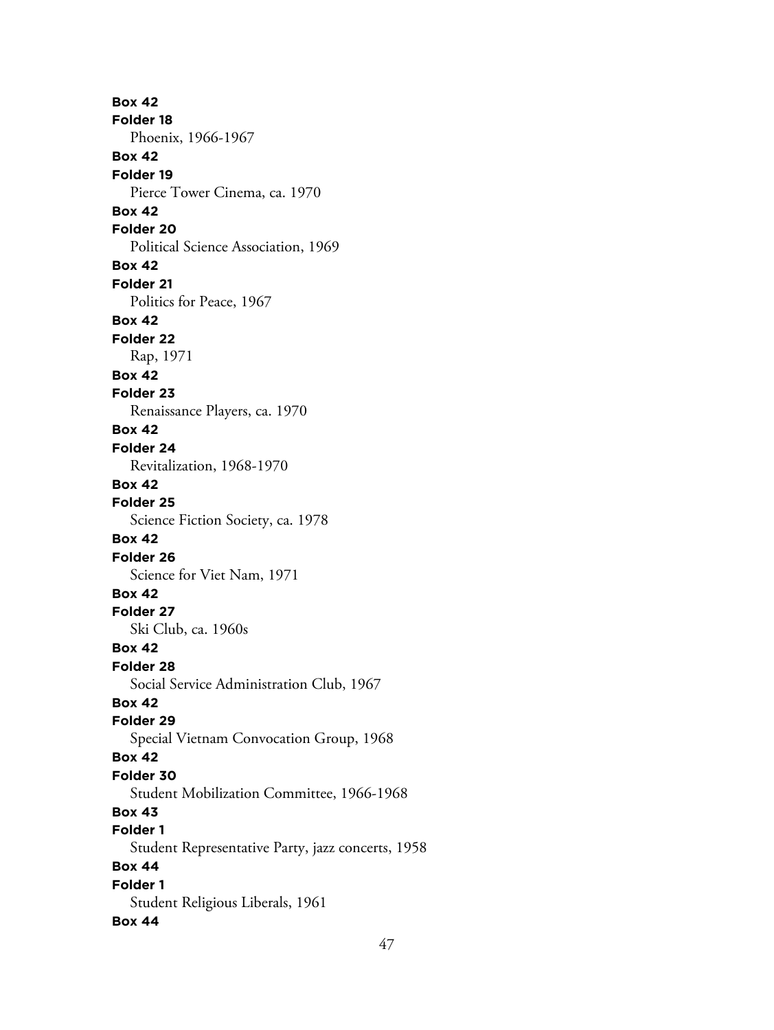**Box 42**
**Folder 18**
Phoenix, 1966-1967
**Box 42**
**Folder 19**
Pierce Tower Cinema, ca. 1970
**Box 42**
**Folder 20**
Political Science Association, 1969
**Box 42**
**Folder 21**
Politics for Peace, 1967
**Box 42**
**Folder 22**
Rap, 1971
**Box 42**
**Folder 23**
Renaissance Players, ca. 1970
**Box 42**
**Folder 24**
Revitalization, 1968-1970
**Box 42**
**Folder 25**
Science Fiction Society, ca. 1978
**Box 42**
**Folder 26**
Science for Viet Nam, 1971
**Box 42**
**Folder 27**
Ski Club, ca. 1960s
**Box 42**
**Folder 28**
Social Service Administration Club, 1967
**Box 42**
**Folder 29**
Special Vietnam Convocation Group, 1968
**Box 42**
**Folder 30**
Student Mobilization Committee, 1966-1968
**Box 43**
**Folder 1**
Student Representative Party, jazz concerts, 1958
**Box 44**
**Folder 1**
Student Religious Liberals, 1961
**Box 44**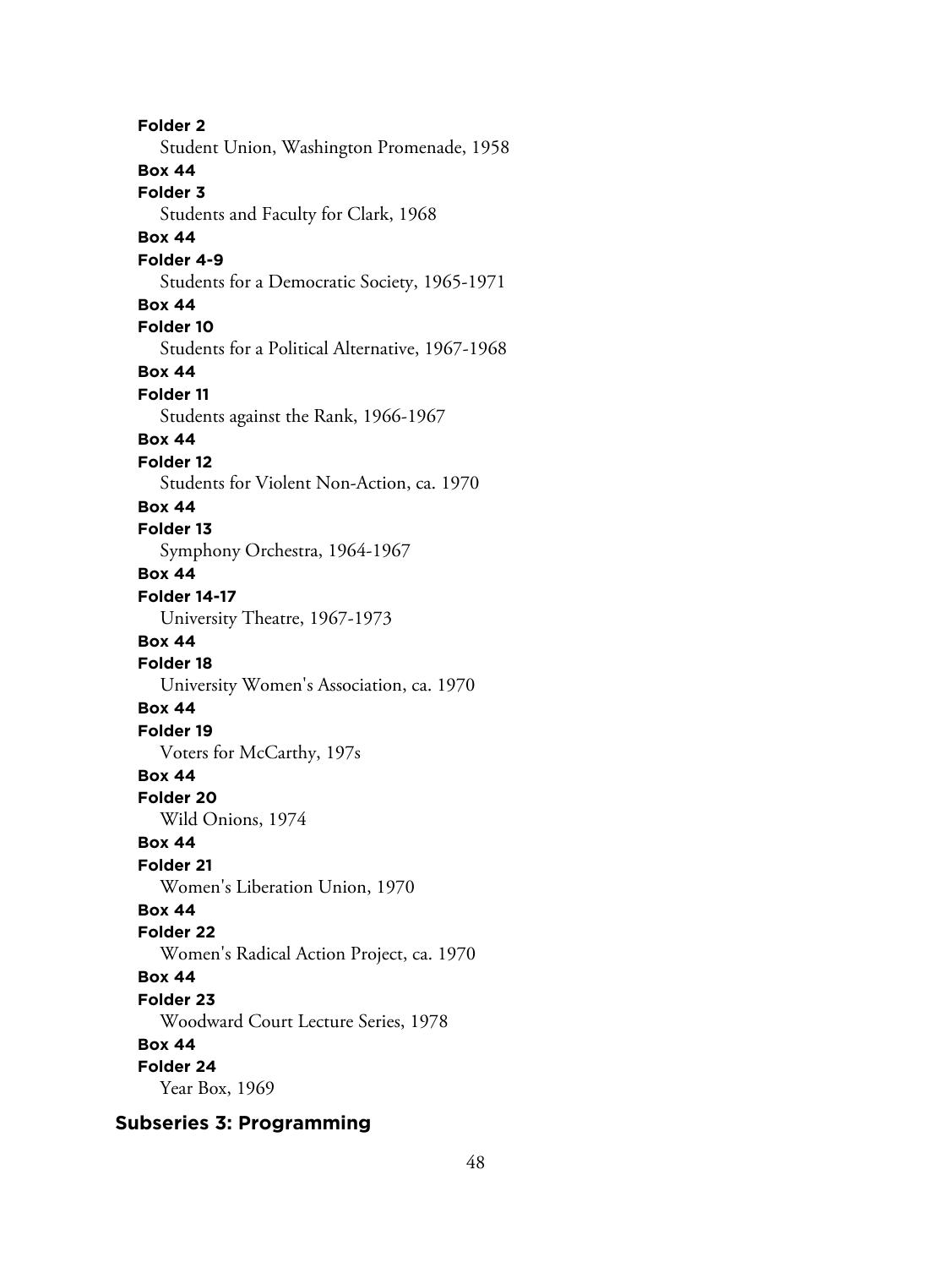**Folder 2**
Student Union, Washington Promenade, 1958

**Box 44**
**Folder 3**
Students and Faculty for Clark, 1968

**Box 44**
**Folder 4-9**
Students for a Democratic Society, 1965-1971

**Box 44**
**Folder 10**
Students for a Political Alternative, 1967-1968

**Box 44**
**Folder 11**
Students against the Rank, 1966-1967

**Box 44**
**Folder 12**
Students for Violent Non-Action, ca. 1970

**Box 44**
**Folder 13**
Symphony Orchestra, 1964-1967

**Box 44**
**Folder 14-17**
University Theatre, 1967-1973

**Box 44**
**Folder 18**
University Women's Association, ca. 1970

**Box 44**
**Folder 19**
Voters for McCarthy, 197s

**Box 44**
**Folder 20**
Wild Onions, 1974

**Box 44**
**Folder 21**
Women's Liberation Union, 1970

**Box 44**
**Folder 22**
Women's Radical Action Project, ca. 1970

**Box 44**
**Folder 23**
Woodward Court Lecture Series, 1978

**Box 44**
**Folder 24**
Year Box, 1969

## Subseries 3: Programming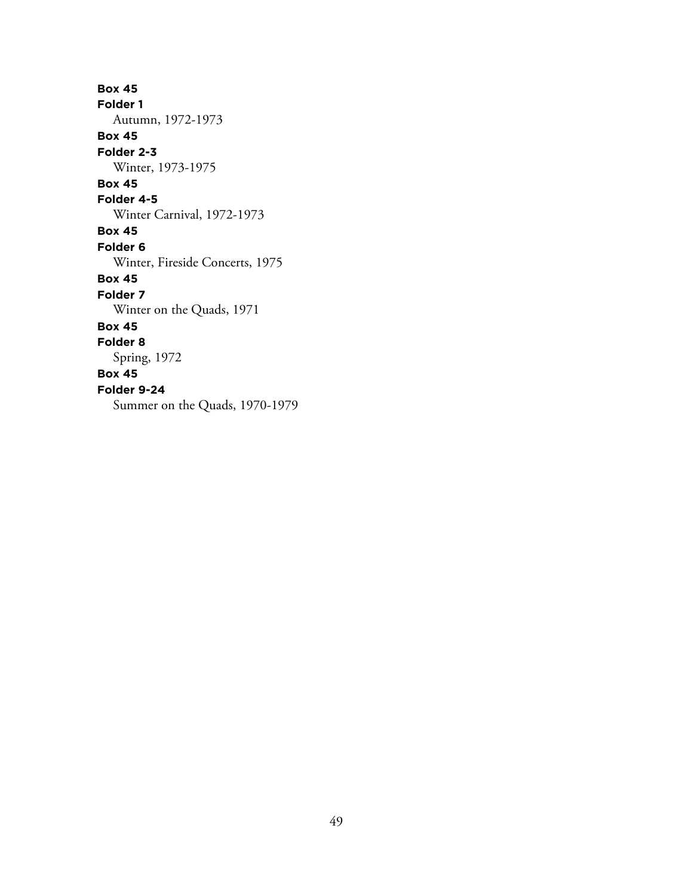**Box 45**
**Folder 1**
Autumn, 1972-1973
**Box 45**
**Folder 2-3**
Winter, 1973-1975
**Box 45**
**Folder 4-5**
Winter Carnival, 1972-1973
**Box 45**
**Folder 6**
Winter, Fireside Concerts, 1975
**Box 45**
**Folder 7**
Winter on the Quads, 1971
**Box 45**
**Folder 8**
Spring, 1972
**Box 45**
**Folder 9-24**
Summer on the Quads, 1970-1979